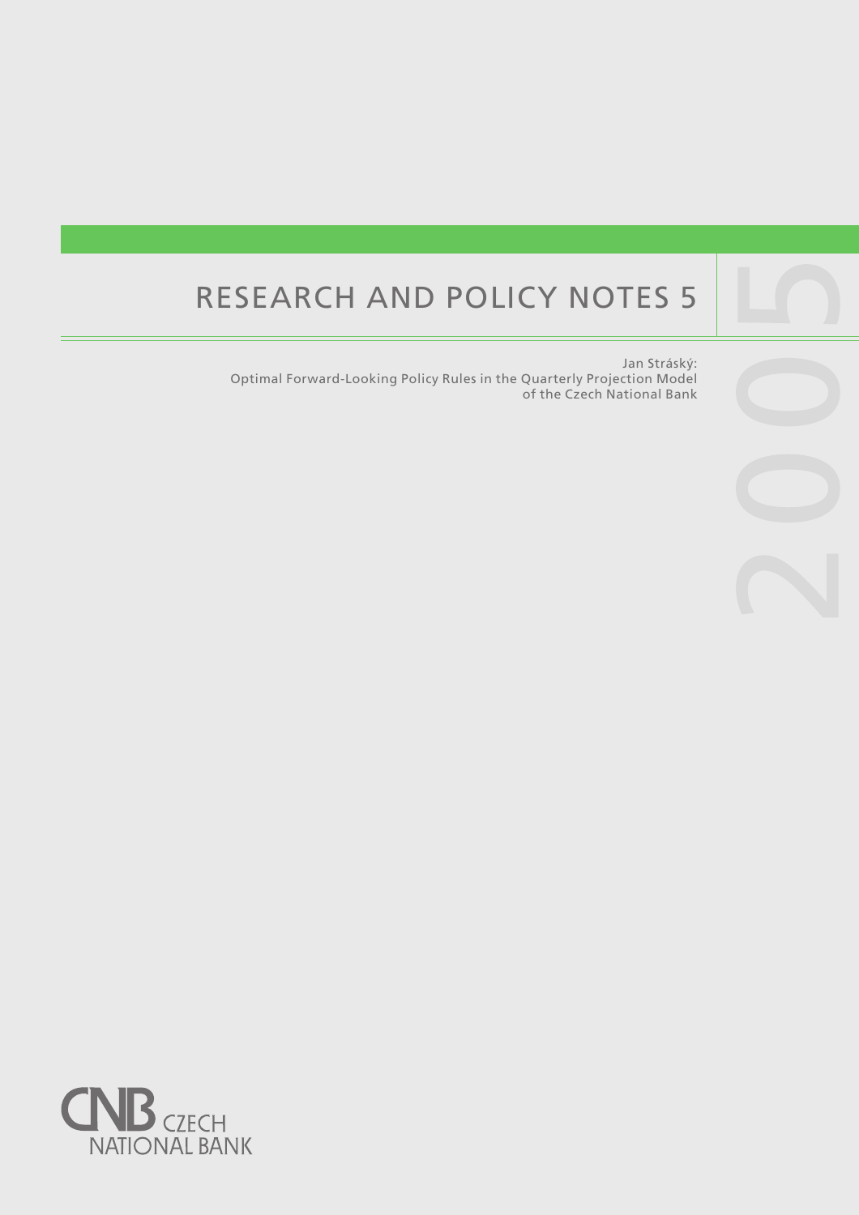# RESEARCH AND POLICY NOTES 5

2005

Jan Stráský:
Optimal Forward-Looking Policy Rules in the Quarterly Projection Model of the Czech National Bank

CNB CZECH NATIONAL BANK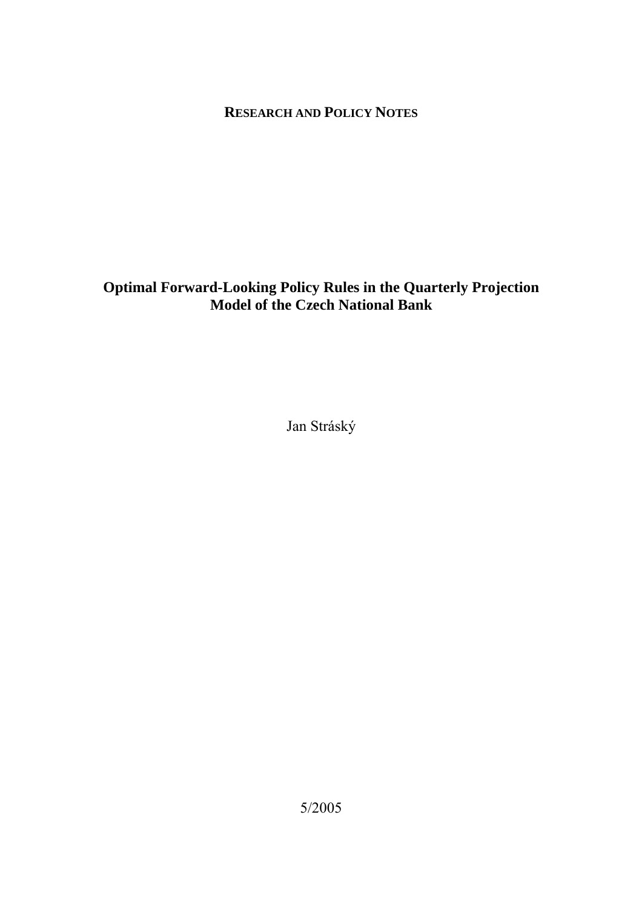**RESEARCH AND POLICY NOTES**

# Optimal Forward-Looking Policy Rules in the Quarterly Projection Model of the Czech National Bank

Jan Stráský

5/2005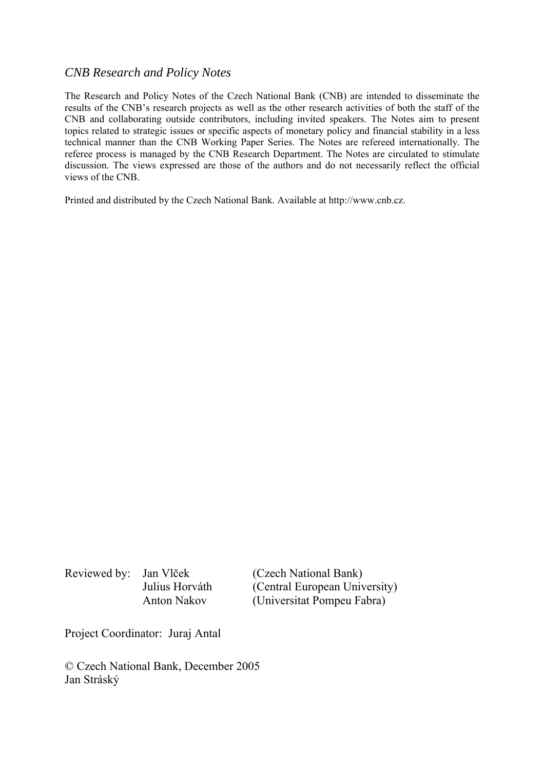*CNB Research and Policy Notes*

The Research and Policy Notes of the Czech National Bank (CNB) are intended to disseminate the results of the CNB's research projects as well as the other research activities of both the staff of the CNB and collaborating outside contributors, including invited speakers. The Notes aim to present topics related to strategic issues or specific aspects of monetary policy and financial stability in a less technical manner than the CNB Working Paper Series. The Notes are refereed internationally. The referee process is managed by the CNB Research Department. The Notes are circulated to stimulate discussion. The views expressed are those of the authors and do not necessarily reflect the official views of the CNB.

Printed and distributed by the Czech National Bank. Available at http://www.cnb.cz.

| Reviewed by: | Jan Vlček | (Czech National Bank) |
|---|---|---|
| | Julius Horváth | (Central European University) |
| | Anton Nakov | (Universitat Pompeu Fabra) |

Project Coordinator: Juraj Antal

© Czech National Bank, December 2005
Jan Stráský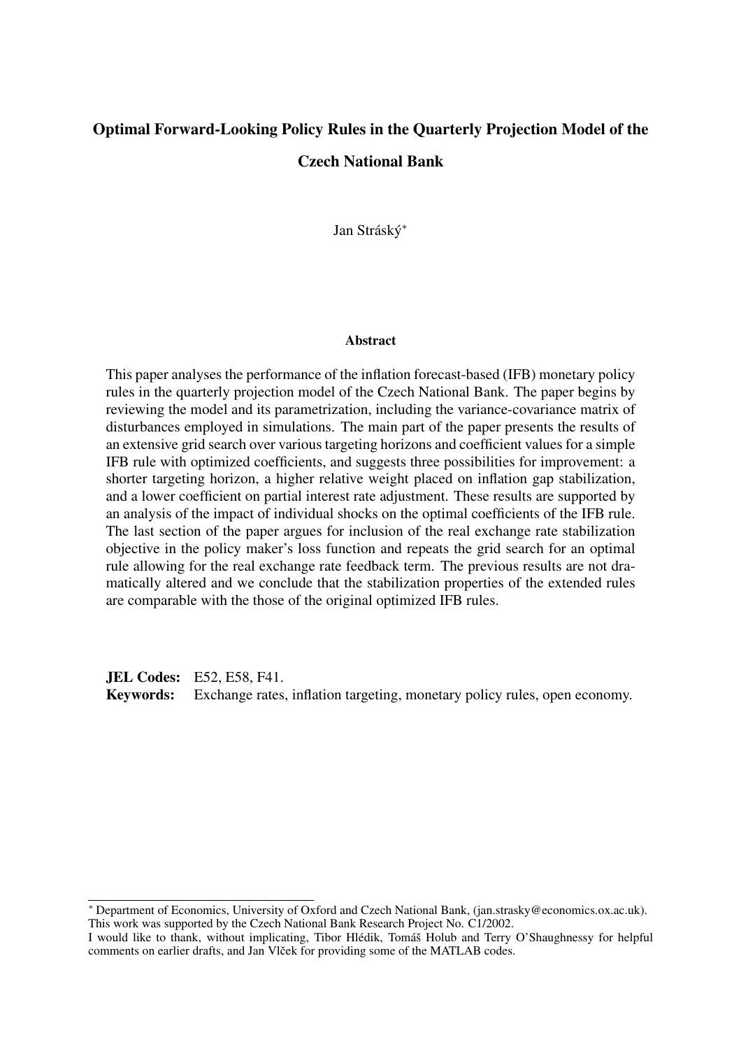# Optimal Forward-Looking Policy Rules in the Quarterly Projection Model of the Czech National Bank

Jan Stráský*

### Abstract

This paper analyses the performance of the inflation forecast-based (IFB) monetary policy rules in the quarterly projection model of the Czech National Bank. The paper begins by reviewing the model and its parametrization, including the variance-covariance matrix of disturbances employed in simulations. The main part of the paper presents the results of an extensive grid search over various targeting horizons and coefficient values for a simple IFB rule with optimized coefficients, and suggests three possibilities for improvement: a shorter targeting horizon, a higher relative weight placed on inflation gap stabilization, and a lower coefficient on partial interest rate adjustment. These results are supported by an analysis of the impact of individual shocks on the optimal coefficients of the IFB rule. The last section of the paper argues for inclusion of the real exchange rate stabilization objective in the policy maker's loss function and repeats the grid search for an optimal rule allowing for the real exchange rate feedback term. The previous results are not dramatically altered and we conclude that the stabilization properties of the extended rules are comparable with the those of the original optimized IFB rules.

**JEL Codes:** E52, E58, F41.
**Keywords:** Exchange rates, inflation targeting, monetary policy rules, open economy.

---

* Department of Economics, University of Oxford and Czech National Bank, (jan.strasky@economics.ox.ac.uk). This work was supported by the Czech National Bank Research Project No. C1/2002.
I would like to thank, without implicating, Tibor Hlédik, Tomáš Holub and Terry O'Shaughnessy for helpful comments on earlier drafts, and Jan Vlček for providing some of the MATLAB codes.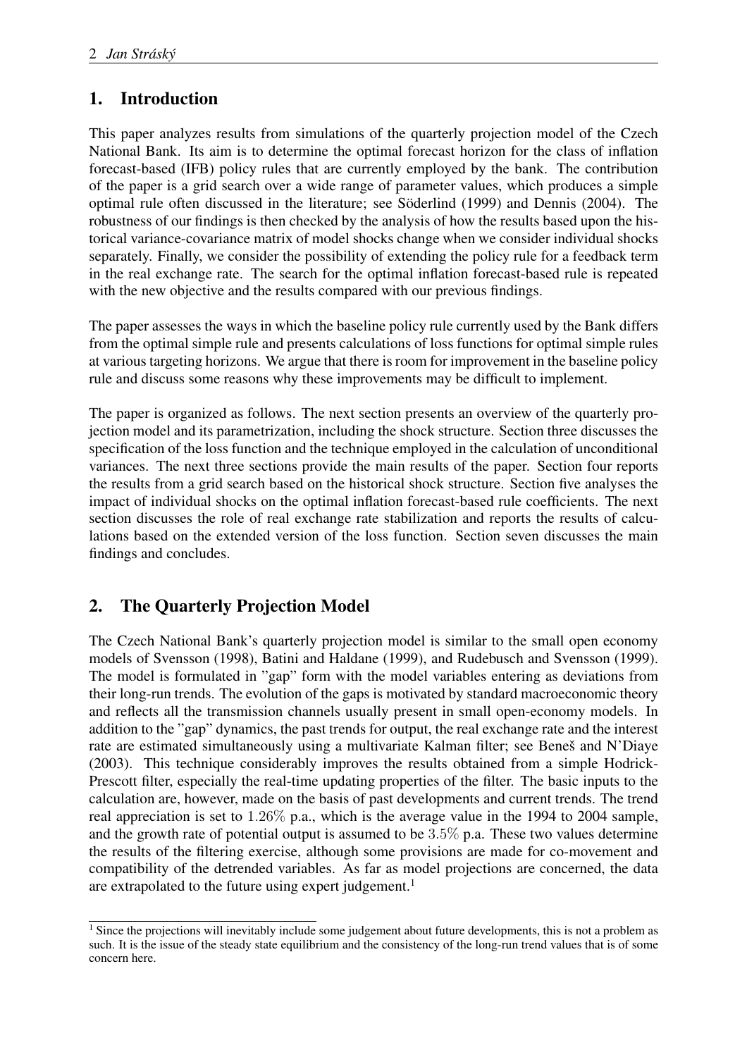## 1. Introduction

This paper analyzes results from simulations of the quarterly projection model of the Czech National Bank. Its aim is to determine the optimal forecast horizon for the class of inflation forecast-based (IFB) policy rules that are currently employed by the bank. The contribution of the paper is a grid search over a wide range of parameter values, which produces a simple optimal rule often discussed in the literature; see Söderlind (1999) and Dennis (2004). The robustness of our findings is then checked by the analysis of how the results based upon the historical variance-covariance matrix of model shocks change when we consider individual shocks separately. Finally, we consider the possibility of extending the policy rule for a feedback term in the real exchange rate. The search for the optimal inflation forecast-based rule is repeated with the new objective and the results compared with our previous findings.

The paper assesses the ways in which the baseline policy rule currently used by the Bank differs from the optimal simple rule and presents calculations of loss functions for optimal simple rules at various targeting horizons. We argue that there is room for improvement in the baseline policy rule and discuss some reasons why these improvements may be difficult to implement.

The paper is organized as follows. The next section presents an overview of the quarterly projection model and its parametrization, including the shock structure. Section three discusses the specification of the loss function and the technique employed in the calculation of unconditional variances. The next three sections provide the main results of the paper. Section four reports the results from a grid search based on the historical shock structure. Section five analyses the impact of individual shocks on the optimal inflation forecast-based rule coefficients. The next section discusses the role of real exchange rate stabilization and reports the results of calculations based on the extended version of the loss function. Section seven discusses the main findings and concludes.

## 2. The Quarterly Projection Model

The Czech National Bank's quarterly projection model is similar to the small open economy models of Svensson (1998), Batini and Haldane (1999), and Rudebusch and Svensson (1999). The model is formulated in "gap" form with the model variables entering as deviations from their long-run trends. The evolution of the gaps is motivated by standard macroeconomic theory and reflects all the transmission channels usually present in small open-economy models. In addition to the "gap" dynamics, the past trends for output, the real exchange rate and the interest rate are estimated simultaneously using a multivariate Kalman filter; see Beneš and N'Diaye (2003). This technique considerably improves the results obtained from a simple Hodrick-Prescott filter, especially the real-time updating properties of the filter. The basic inputs to the calculation are, however, made on the basis of past developments and current trends. The trend real appreciation is set to $1.26\%$ p.a., which is the average value in the 1994 to 2004 sample, and the growth rate of potential output is assumed to be $3.5\%$ p.a. These two values determine the results of the filtering exercise, although some provisions are made for co-movement and compatibility of the detrended variables. As far as model projections are concerned, the data are extrapolated to the future using expert judgement.[1]

[1] Since the projections will inevitably include some judgement about future developments, this is not a problem as such. It is the issue of the steady state equilibrium and the consistency of the long-run trend values that is of some concern here.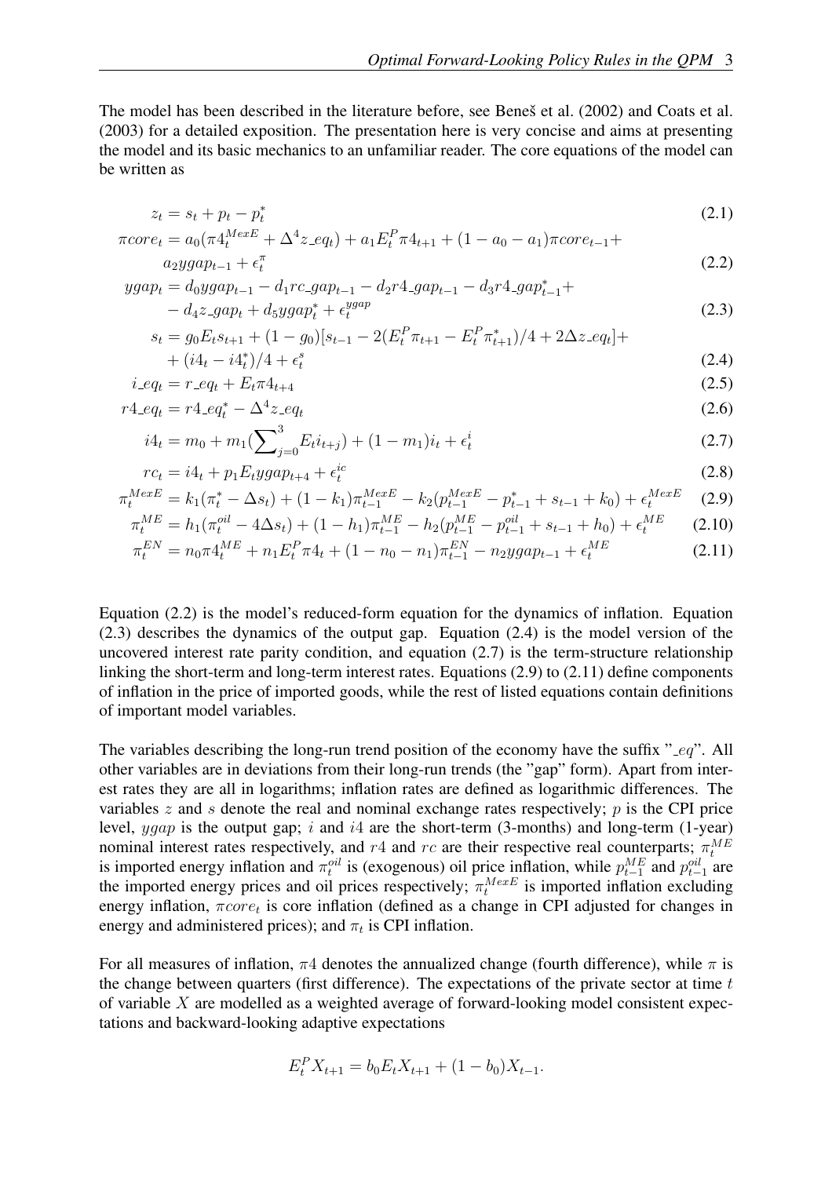The model has been described in the literature before, see Beneš et al. (2002) and Coats et al. (2003) for a detailed exposition. The presentation here is very concise and aims at presenting the model and its basic mechanics to an unfamiliar reader. The core equations of the model can be written as

$$z_t = s_t + p_t - p_t^* \tag{2.1}$$

$$\pi core_t = a_0(\pi 4_t^{MexE} + \Delta^4 z\_eq_t) + a_1 E_t^P \pi 4_{t+1} + (1 - a_0 - a_1)\pi core_{t-1} + a_2 ygap_{t-1} + \epsilon_t^{\pi} \tag{2.2}$$

$$ygap_t = d_0 ygap_{t-1} - d_1 rc\_gap_{t-1} - d_2 r4\_gap_{t-1} - d_3 r4\_gap_{t-1}^* + - d_4 z\_gap_t + d_5 ygap_t^* + \epsilon_t^{ygap} \tag{2.3}$$

$$s_t = g_0 E_t s_{t+1} + (1 - g_0)[s_{t-1} - 2(E_t^P \pi_{t+1} - E_t^P \pi_{t+1}^*)/4 + 2\Delta z\_eq_t] + + (i4_t - i4_t^*)/4 + \epsilon_t^s \tag{2.4}$$

$$i\_eq_t = r\_eq_t + E_t \pi 4_{t+4} \tag{2.5}$$

$$r4\_eq_t = r4\_eq_t^* - \Delta^4 z\_eq_t \tag{2.6}$$

$$i4_t = m_0 + m_1 \left(\sum_{j=0}^{3} E_t i_{t+j}\right) + (1 - m_1) i_t + \epsilon_t^i \tag{2.7}$$

$$rc_t = i4_t + p_1 E_t ygap_{t+4} + \epsilon_t^{ic} \tag{2.8}$$

$$\pi_t^{MexE} = k_1(\pi_t^* - \Delta s_t) + (1 - k_1)\pi_{t-1}^{MexE} - k_2(p_{t-1}^{MexE} - p_{t-1}^* + s_{t-1} + k_0) + \epsilon_t^{MexE} \tag{2.9}$$

$$\pi_t^{ME} = h_1(\pi_t^{oil} - 4\Delta s_t) + (1 - h_1)\pi_{t-1}^{ME} - h_2(p_{t-1}^{ME} - p_{t-1}^{oil} + s_{t-1} + h_0) + \epsilon_t^{ME} \tag{2.10}$$

$$\pi_t^{EN} = n_0 \pi 4_t^{ME} + n_1 E_t^P \pi 4_t + (1 - n_0 - n_1)\pi_{t-1}^{EN} - n_2 ygap_{t-1} + \epsilon_t^{ME} \tag{2.11}$$

Equation (2.2) is the model's reduced-form equation for the dynamics of inflation. Equation (2.3) describes the dynamics of the output gap. Equation (2.4) is the model version of the uncovered interest rate parity condition, and equation (2.7) is the term-structure relationship linking the short-term and long-term interest rates. Equations (2.9) to (2.11) define components of inflation in the price of imported goods, while the rest of listed equations contain definitions of important model variables.

The variables describing the long-run trend position of the economy have the suffix "$\_eq$". All other variables are in deviations from their long-run trends (the "gap" form). Apart from interest rates they are all in logarithms; inflation rates are defined as logarithmic differences. The variables $z$ and $s$ denote the real and nominal exchange rates respectively; $p$ is the CPI price level, $ygap$ is the output gap; $i$ and $i4$ are the short-term (3-months) and long-term (1-year) nominal interest rates respectively, and $r4$ and $rc$ are their respective real counterparts; $\pi_t^{ME}$ is imported energy inflation and $\pi_t^{oil}$ is (exogenous) oil price inflation, while $p_{t-1}^{ME}$ and $p_{t-1}^{oil}$ are the imported energy prices and oil prices respectively; $\pi_t^{MexE}$ is imported inflation excluding energy inflation, $\pi core_t$ is core inflation (defined as a change in CPI adjusted for changes in energy and administered prices); and $\pi_t$ is CPI inflation.

For all measures of inflation, $\pi 4$ denotes the annualized change (fourth difference), while $\pi$ is the change between quarters (first difference). The expectations of the private sector at time $t$ of variable $X$ are modelled as a weighted average of forward-looking model consistent expectations and backward-looking adaptive expectations

$$E_t^P X_{t+1} = b_0 E_t X_{t+1} + (1 - b_0) X_{t-1}.$$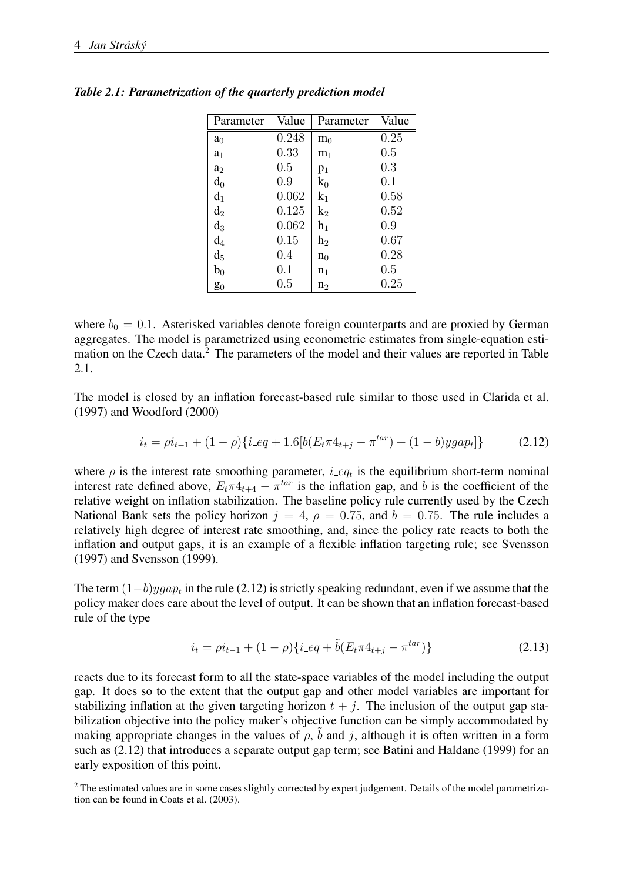***Table 2.1: Parametrization of the quarterly prediction model***

| Parameter | Value | Parameter | Value |
|---|---|---|---|
| $a_0$ | 0.248 | $m_0$ | 0.25 |
| $a_1$ | 0.33 | $m_1$ | 0.5 |
| $a_2$ | 0.5 | $p_1$ | 0.3 |
| $d_0$ | 0.9 | $k_0$ | 0.1 |
| $d_1$ | 0.062 | $k_1$ | 0.58 |
| $d_2$ | 0.125 | $k_2$ | 0.52 |
| $d_3$ | 0.062 | $h_1$ | 0.9 |
| $d_4$ | 0.15 | $h_2$ | 0.67 |
| $d_5$ | 0.4 | $n_0$ | 0.28 |
| $b_0$ | 0.1 | $n_1$ | 0.5 |
| $g_0$ | 0.5 | $n_2$ | 0.25 |

where $b_0 = 0.1$. Asterisked variables denote foreign counterparts and are proxied by German aggregates. The model is parametrized using econometric estimates from single-equation estimation on the Czech data.[2] The parameters of the model and their values are reported in Table 2.1.

The model is closed by an inflation forecast-based rule similar to those used in Clarida et al. (1997) and Woodford (2000)

$$i_t = \rho i_{t-1} + (1-\rho)\{i\_eq + 1.6[b(E_t\pi4_{t+j} - \pi^{tar}) + (1-b)ygap_t]\} \tag{2.12}$$

where $\rho$ is the interest rate smoothing parameter, $i\_eq_t$ is the equilibrium short-term nominal interest rate defined above, $E_t\pi4_{t+4} - \pi^{tar}$ is the inflation gap, and $b$ is the coefficient of the relative weight on inflation stabilization. The baseline policy rule currently used by the Czech National Bank sets the policy horizon $j = 4$, $\rho = 0.75$, and $b = 0.75$. The rule includes a relatively high degree of interest rate smoothing, and, since the policy rate reacts to both the inflation and output gaps, it is an example of a flexible inflation targeting rule; see Svensson (1997) and Svensson (1999).

The term $(1-b)ygap_t$ in the rule (2.12) is strictly speaking redundant, even if we assume that the policy maker does care about the level of output. It can be shown that an inflation forecast-based rule of the type

$$i_t = \rho i_{t-1} + (1-\rho)\{i\_eq + \tilde{b}(E_t\pi4_{t+j} - \pi^{tar})\} \tag{2.13}$$

reacts due to its forecast form to all the state-space variables of the model including the output gap. It does so to the extent that the output gap and other model variables are important for stabilizing inflation at the given targeting horizon $t + j$. The inclusion of the output gap stabilization objective into the policy maker's objective function can be simply accommodated by making appropriate changes in the values of $\rho$, $\tilde{b}$ and $j$, although it is often written in a form such as (2.12) that introduces a separate output gap term; see Batini and Haldane (1999) for an early exposition of this point.

[2] The estimated values are in some cases slightly corrected by expert judgement. Details of the model parametrization can be found in Coats et al. (2003).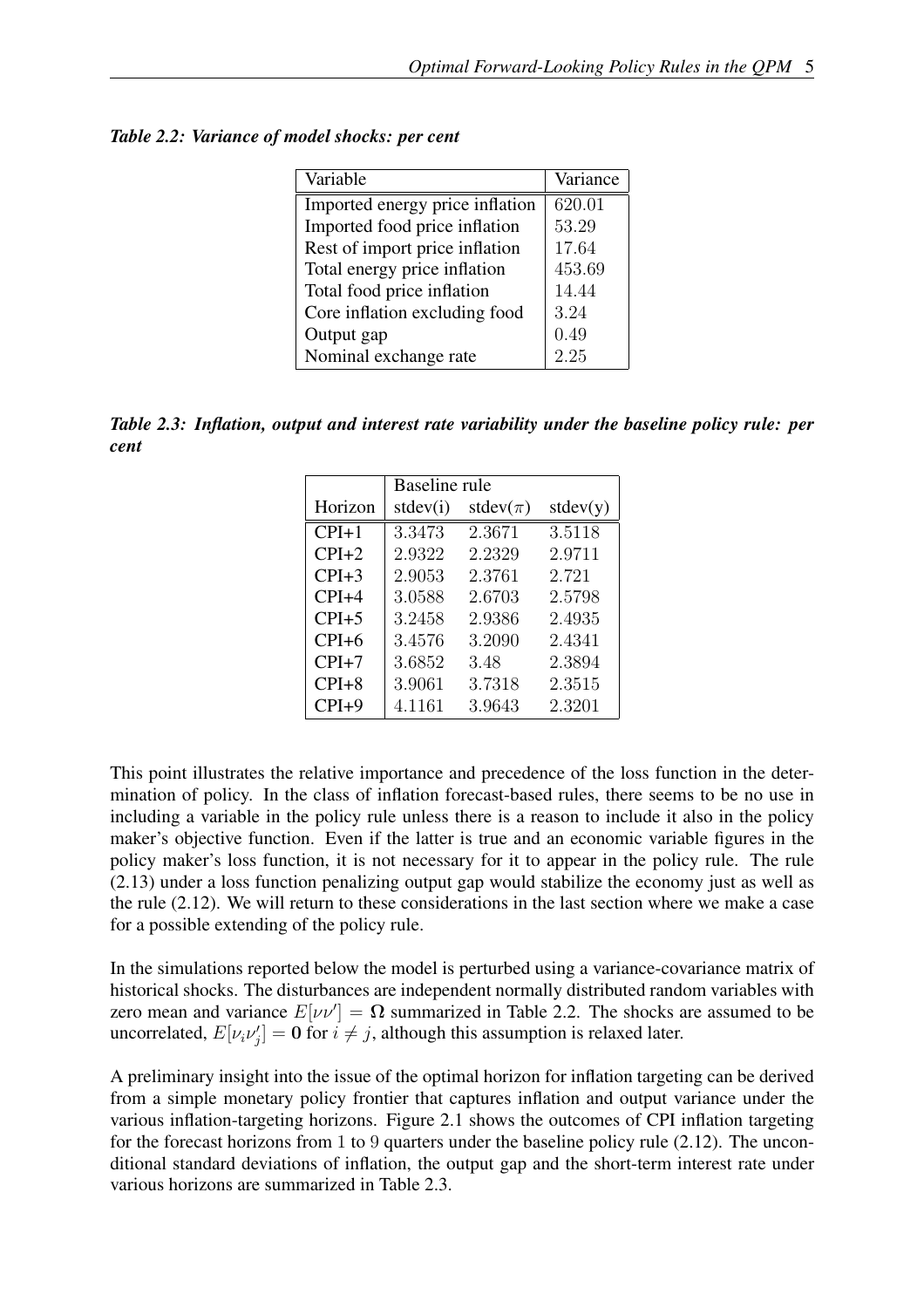***Table 2.2: Variance of model shocks: per cent***

| Variable | Variance |
|---|---|
| Imported energy price inflation | 620.01 |
| Imported food price inflation | 53.29 |
| Rest of import price inflation | 17.64 |
| Total energy price inflation | 453.69 |
| Total food price inflation | 14.44 |
| Core inflation excluding food | 3.24 |
| Output gap | 0.49 |
| Nominal exchange rate | 2.25 |

***Table 2.3: Inflation, output and interest rate variability under the baseline policy rule: per cent***

| | Baseline rule | | |
|---|---|---|---|
| Horizon | stdev(i) | stdev($\pi$) | stdev(y) |
| CPI+1 | 3.3473 | 2.3671 | 3.5118 |
| CPI+2 | 2.9322 | 2.2329 | 2.9711 |
| CPI+3 | 2.9053 | 2.3761 | 2.721 |
| CPI+4 | 3.0588 | 2.6703 | 2.5798 |
| CPI+5 | 3.2458 | 2.9386 | 2.4935 |
| CPI+6 | 3.4576 | 3.2090 | 2.4341 |
| CPI+7 | 3.6852 | 3.48 | 2.3894 |
| CPI+8 | 3.9061 | 3.7318 | 2.3515 |
| CPI+9 | 4.1161 | 3.9643 | 2.3201 |

This point illustrates the relative importance and precedence of the loss function in the determination of policy. In the class of inflation forecast-based rules, there seems to be no use in including a variable in the policy rule unless there is a reason to include it also in the policy maker's objective function. Even if the latter is true and an economic variable figures in the policy maker's loss function, it is not necessary for it to appear in the policy rule. The rule (2.13) under a loss function penalizing output gap would stabilize the economy just as well as the rule (2.12). We will return to these considerations in the last section where we make a case for a possible extending of the policy rule.

In the simulations reported below the model is perturbed using a variance-covariance matrix of historical shocks. The disturbances are independent normally distributed random variables with zero mean and variance $E[\nu\nu'] = \mathbf{\Omega}$ summarized in Table 2.2. The shocks are assumed to be uncorrelated, $E[\nu_i\nu_j'] = \mathbf{0}$ for $i \neq j$, although this assumption is relaxed later.

A preliminary insight into the issue of the optimal horizon for inflation targeting can be derived from a simple monetary policy frontier that captures inflation and output variance under the various inflation-targeting horizons. Figure 2.1 shows the outcomes of CPI inflation targeting for the forecast horizons from $1$ to $9$ quarters under the baseline policy rule (2.12). The unconditional standard deviations of inflation, the output gap and the short-term interest rate under various horizons are summarized in Table 2.3.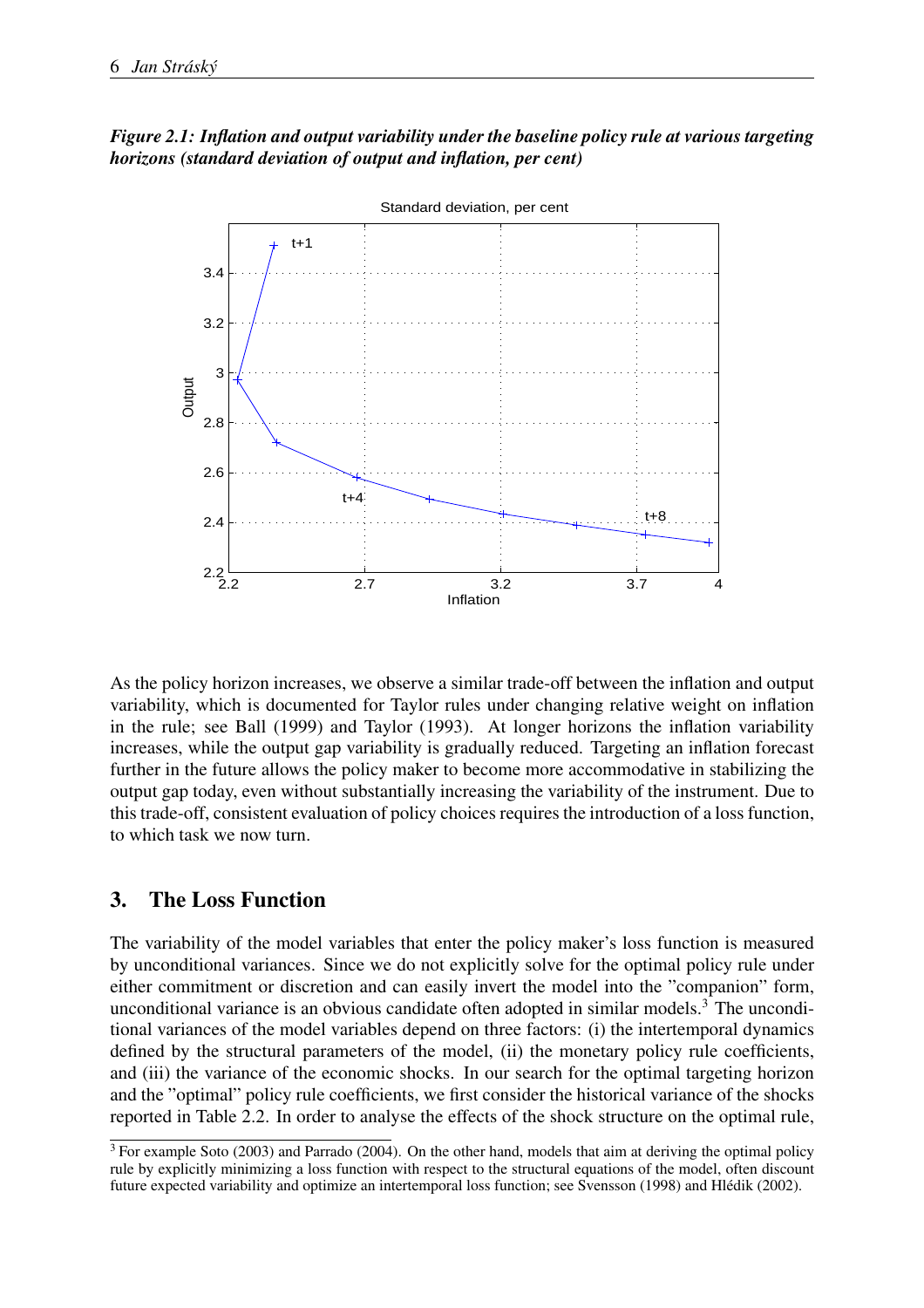*Figure 2.1: Inflation and output variability under the baseline policy rule at various targeting horizons (standard deviation of output and inflation, per cent)*

As the policy horizon increases, we observe a similar trade-off between the inflation and output variability, which is documented for Taylor rules under changing relative weight on inflation in the rule; see Ball (1999) and Taylor (1993). At longer horizons the inflation variability increases, while the output gap variability is gradually reduced. Targeting an inflation forecast further in the future allows the policy maker to become more accommodative in stabilizing the output gap today, even without substantially increasing the variability of the instrument. Due to this trade-off, consistent evaluation of policy choices requires the introduction of a loss function, to which task we now turn.

## 3. The Loss Function

The variability of the model variables that enter the policy maker's loss function is measured by unconditional variances. Since we do not explicitly solve for the optimal policy rule under either commitment or discretion and can easily invert the model into the "companion" form, unconditional variance is an obvious candidate often adopted in similar models.[3] The unconditional variances of the model variables depend on three factors: (i) the intertemporal dynamics defined by the structural parameters of the model, (ii) the monetary policy rule coefficients, and (iii) the variance of the economic shocks. In our search for the optimal targeting horizon and the "optimal" policy rule coefficients, we first consider the historical variance of the shocks reported in Table 2.2. In order to analyse the effects of the shock structure on the optimal rule,

[3] For example Soto (2003) and Parrado (2004). On the other hand, models that aim at deriving the optimal policy rule by explicitly minimizing a loss function with respect to the structural equations of the model, often discount future expected variability and optimize an intertemporal loss function; see Svensson (1998) and Hlédik (2002).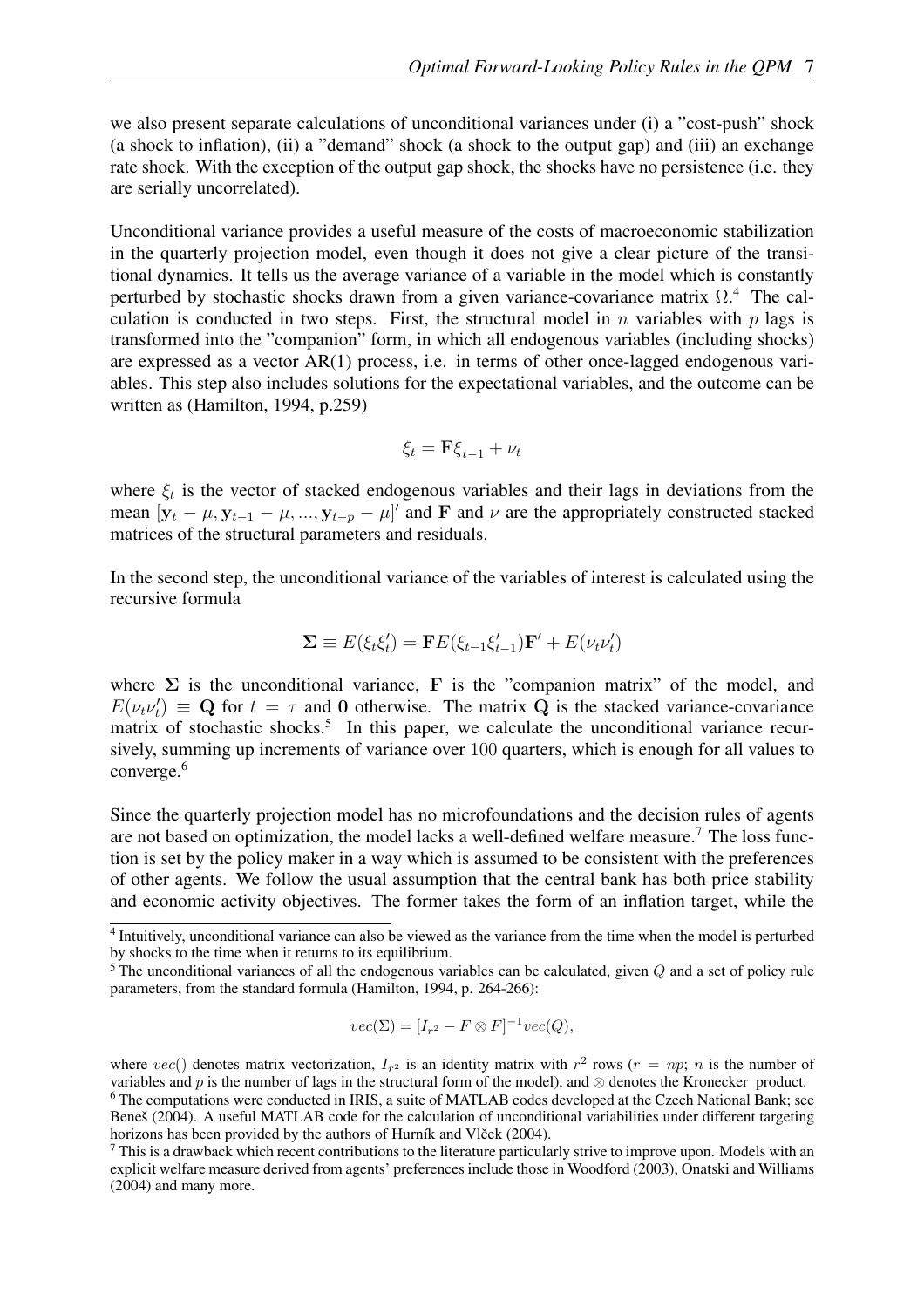we also present separate calculations of unconditional variances under (i) a "cost-push" shock (a shock to inflation), (ii) a "demand" shock (a shock to the output gap) and (iii) an exchange rate shock. With the exception of the output gap shock, the shocks have no persistence (i.e. they are serially uncorrelated).

Unconditional variance provides a useful measure of the costs of macroeconomic stabilization in the quarterly projection model, even though it does not give a clear picture of the transitional dynamics. It tells us the average variance of a variable in the model which is constantly perturbed by stochastic shocks drawn from a given variance-covariance matrix $\Omega$.[4] The calculation is conducted in two steps. First, the structural model in $n$ variables with $p$ lags is transformed into the "companion" form, in which all endogenous variables (including shocks) are expressed as a vector AR(1) process, i.e. in terms of other once-lagged endogenous variables. This step also includes solutions for the expectational variables, and the outcome can be written as (Hamilton, 1994, p.259)

$$\xi_t = \mathbf{F}\xi_{t-1} + \nu_t$$

where $\xi_t$ is the vector of stacked endogenous variables and their lags in deviations from the mean $[\mathbf{y}_t - \mu, \mathbf{y}_{t-1} - \mu, ..., \mathbf{y}_{t-p} - \mu]'$ and $\mathbf{F}$ and $\nu$ are the appropriately constructed stacked matrices of the structural parameters and residuals.

In the second step, the unconditional variance of the variables of interest is calculated using the recursive formula

$$\mathbf{\Sigma} \equiv E(\xi_t \xi_t') = \mathbf{F}E(\xi_{t-1}\xi_{t-1}')\mathbf{F}' + E(\nu_t \nu_t')$$

where $\mathbf{\Sigma}$ is the unconditional variance, $\mathbf{F}$ is the "companion matrix" of the model, and $E(\nu_t \nu_t') \equiv \mathbf{Q}$ for $t = \tau$ and $\mathbf{0}$ otherwise. The matrix $\mathbf{Q}$ is the stacked variance-covariance matrix of stochastic shocks.[5] In this paper, we calculate the unconditional variance recursively, summing up increments of variance over 100 quarters, which is enough for all values to converge.[6]

Since the quarterly projection model has no microfoundations and the decision rules of agents are not based on optimization, the model lacks a well-defined welfare measure.[7] The loss function is set by the policy maker in a way which is assumed to be consistent with the preferences of other agents. We follow the usual assumption that the central bank has both price stability and economic activity objectives. The former takes the form of an inflation target, while the

---

[4] Intuitively, unconditional variance can also be viewed as the variance from the time when the model is perturbed by shocks to the time when it returns to its equilibrium.

[5] The unconditional variances of all the endogenous variables can be calculated, given $Q$ and a set of policy rule parameters, from the standard formula (Hamilton, 1994, p. 264-266):

$$vec(\Sigma) = [I_{r^2} - F \otimes F]^{-1} vec(Q),$$

where $vec()$ denotes matrix vectorization, $I_{r^2}$ is an identity matrix with $r^2$ rows ($r = np$; $n$ is the number of variables and $p$ is the number of lags in the structural form of the model), and $\otimes$ denotes the Kronecker product.

[6] The computations were conducted in IRIS, a suite of MATLAB codes developed at the Czech National Bank; see Beneš (2004). A useful MATLAB code for the calculation of unconditional variabilities under different targeting horizons has been provided by the authors of Hurník and Vlček (2004).

[7] This is a drawback which recent contributions to the literature particularly strive to improve upon. Models with an explicit welfare measure derived from agents' preferences include those in Woodford (2003), Onatski and Williams (2004) and many more.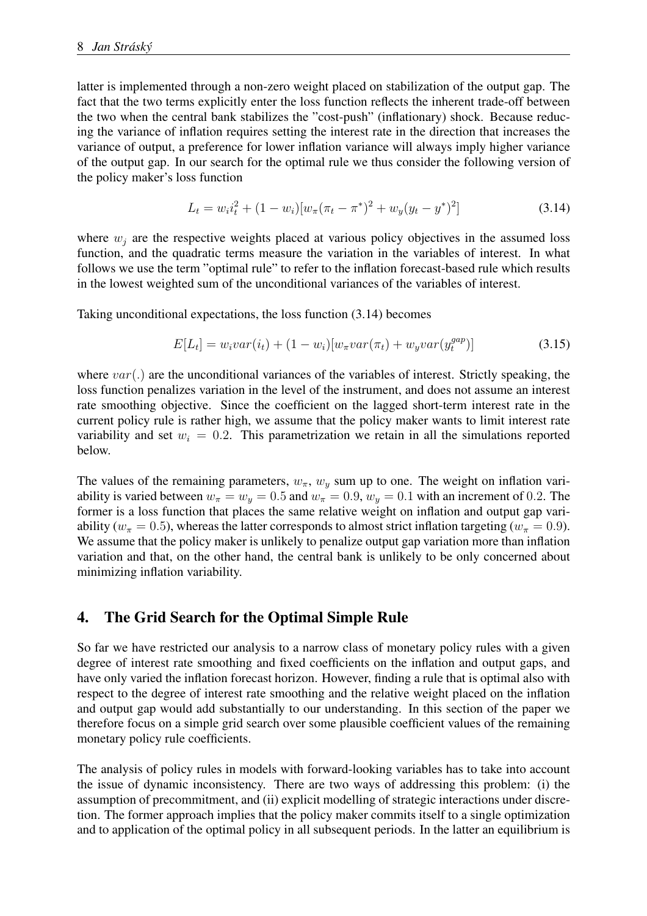latter is implemented through a non-zero weight placed on stabilization of the output gap. The fact that the two terms explicitly enter the loss function reflects the inherent trade-off between the two when the central bank stabilizes the "cost-push" (inflationary) shock. Because reducing the variance of inflation requires setting the interest rate in the direction that increases the variance of output, a preference for lower inflation variance will always imply higher variance of the output gap. In our search for the optimal rule we thus consider the following version of the policy maker's loss function

$$L_t = w_i i_t^2 + (1 - w_i)[w_\pi(\pi_t - \pi^*)^2 + w_y(y_t - y^*)^2] \tag{3.14}$$

where $w_j$ are the respective weights placed at various policy objectives in the assumed loss function, and the quadratic terms measure the variation in the variables of interest. In what follows we use the term "optimal rule" to refer to the inflation forecast-based rule which results in the lowest weighted sum of the unconditional variances of the variables of interest.

Taking unconditional expectations, the loss function (3.14) becomes

$$E[L_t] = w_i var(i_t) + (1 - w_i)[w_\pi var(\pi_t) + w_y var(y_t^{gap})] \tag{3.15}$$

where $var(.)$ are the unconditional variances of the variables of interest. Strictly speaking, the loss function penalizes variation in the level of the instrument, and does not assume an interest rate smoothing objective. Since the coefficient on the lagged short-term interest rate in the current policy rule is rather high, we assume that the policy maker wants to limit interest rate variability and set $w_i = 0.2$. This parametrization we retain in all the simulations reported below.

The values of the remaining parameters, $w_\pi$, $w_y$ sum up to one. The weight on inflation variability is varied between $w_\pi = w_y = 0.5$ and $w_\pi = 0.9$, $w_y = 0.1$ with an increment of $0.2$. The former is a loss function that places the same relative weight on inflation and output gap variability ($w_\pi = 0.5$), whereas the latter corresponds to almost strict inflation targeting ($w_\pi = 0.9$). We assume that the policy maker is unlikely to penalize output gap variation more than inflation variation and that, on the other hand, the central bank is unlikely to be only concerned about minimizing inflation variability.

## 4. The Grid Search for the Optimal Simple Rule

So far we have restricted our analysis to a narrow class of monetary policy rules with a given degree of interest rate smoothing and fixed coefficients on the inflation and output gaps, and have only varied the inflation forecast horizon. However, finding a rule that is optimal also with respect to the degree of interest rate smoothing and the relative weight placed on the inflation and output gap would add substantially to our understanding. In this section of the paper we therefore focus on a simple grid search over some plausible coefficient values of the remaining monetary policy rule coefficients.

The analysis of policy rules in models with forward-looking variables has to take into account the issue of dynamic inconsistency. There are two ways of addressing this problem: (i) the assumption of precommitment, and (ii) explicit modelling of strategic interactions under discretion. The former approach implies that the policy maker commits itself to a single optimization and to application of the optimal policy in all subsequent periods. In the latter an equilibrium is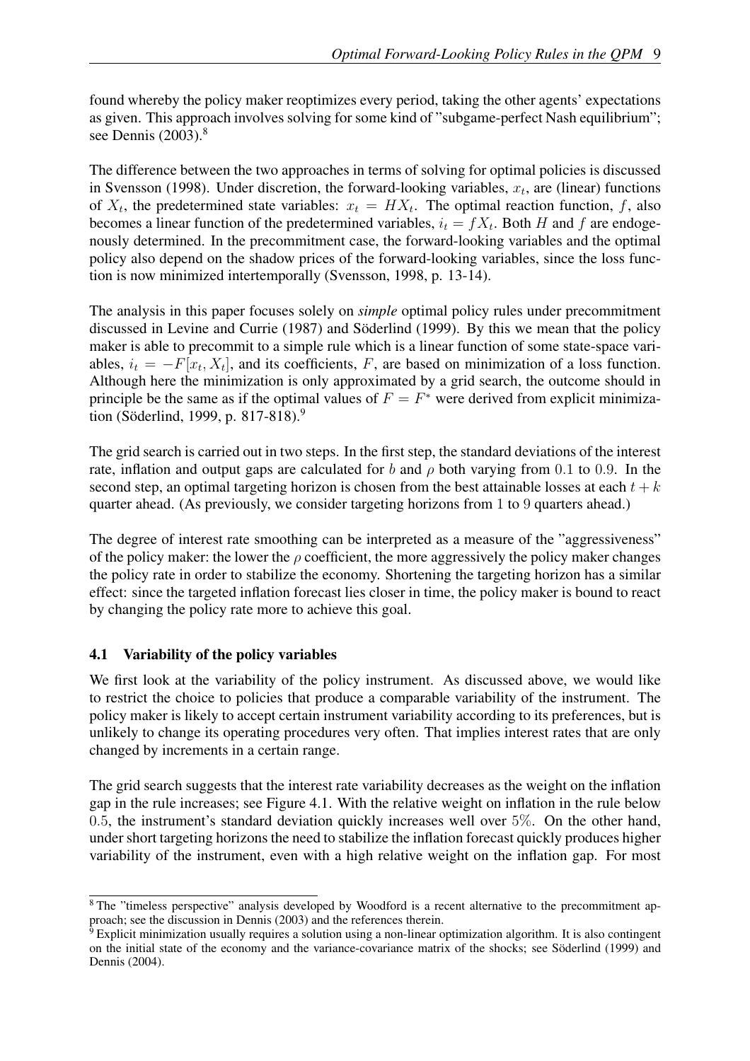found whereby the policy maker reoptimizes every period, taking the other agents' expectations as given. This approach involves solving for some kind of "subgame-perfect Nash equilibrium"; see Dennis (2003).[8]

The difference between the two approaches in terms of solving for optimal policies is discussed in Svensson (1998). Under discretion, the forward-looking variables, $x_t$, are (linear) functions of $X_t$, the predetermined state variables: $x_t = HX_t$. The optimal reaction function, $f$, also becomes a linear function of the predetermined variables, $i_t = fX_t$. Both $H$ and $f$ are endogenously determined. In the precommitment case, the forward-looking variables and the optimal policy also depend on the shadow prices of the forward-looking variables, since the loss function is now minimized intertemporally (Svensson, 1998, p. 13-14).

The analysis in this paper focuses solely on *simple* optimal policy rules under precommitment discussed in Levine and Currie (1987) and Söderlind (1999). By this we mean that the policy maker is able to precommit to a simple rule which is a linear function of some state-space variables, $i_t = -F[x_t, X_t]$, and its coefficients, $F$, are based on minimization of a loss function. Although here the minimization is only approximated by a grid search, the outcome should in principle be the same as if the optimal values of $F = F^*$ were derived from explicit minimization (Söderlind, 1999, p. 817-818).[9]

The grid search is carried out in two steps. In the first step, the standard deviations of the interest rate, inflation and output gaps are calculated for $b$ and $\rho$ both varying from $0.1$ to $0.9$. In the second step, an optimal targeting horizon is chosen from the best attainable losses at each $t + k$ quarter ahead. (As previously, we consider targeting horizons from $1$ to $9$ quarters ahead.)

The degree of interest rate smoothing can be interpreted as a measure of the "aggressiveness" of the policy maker: the lower the $\rho$ coefficient, the more aggressively the policy maker changes the policy rate in order to stabilize the economy. Shortening the targeting horizon has a similar effect: since the targeted inflation forecast lies closer in time, the policy maker is bound to react by changing the policy rate more to achieve this goal.

### 4.1 Variability of the policy variables

We first look at the variability of the policy instrument. As discussed above, we would like to restrict the choice to policies that produce a comparable variability of the instrument. The policy maker is likely to accept certain instrument variability according to its preferences, but is unlikely to change its operating procedures very often. That implies interest rates that are only changed by increments in a certain range.

The grid search suggests that the interest rate variability decreases as the weight on the inflation gap in the rule increases; see Figure 4.1. With the relative weight on inflation in the rule below $0.5$, the instrument's standard deviation quickly increases well over $5\%$. On the other hand, under short targeting horizons the need to stabilize the inflation forecast quickly produces higher variability of the instrument, even with a high relative weight on the inflation gap. For most

[8] The "timeless perspective" analysis developed by Woodford is a recent alternative to the precommitment approach; see the discussion in Dennis (2003) and the references therein.

[9] Explicit minimization usually requires a solution using a non-linear optimization algorithm. It is also contingent on the initial state of the economy and the variance-covariance matrix of the shocks; see Söderlind (1999) and Dennis (2004).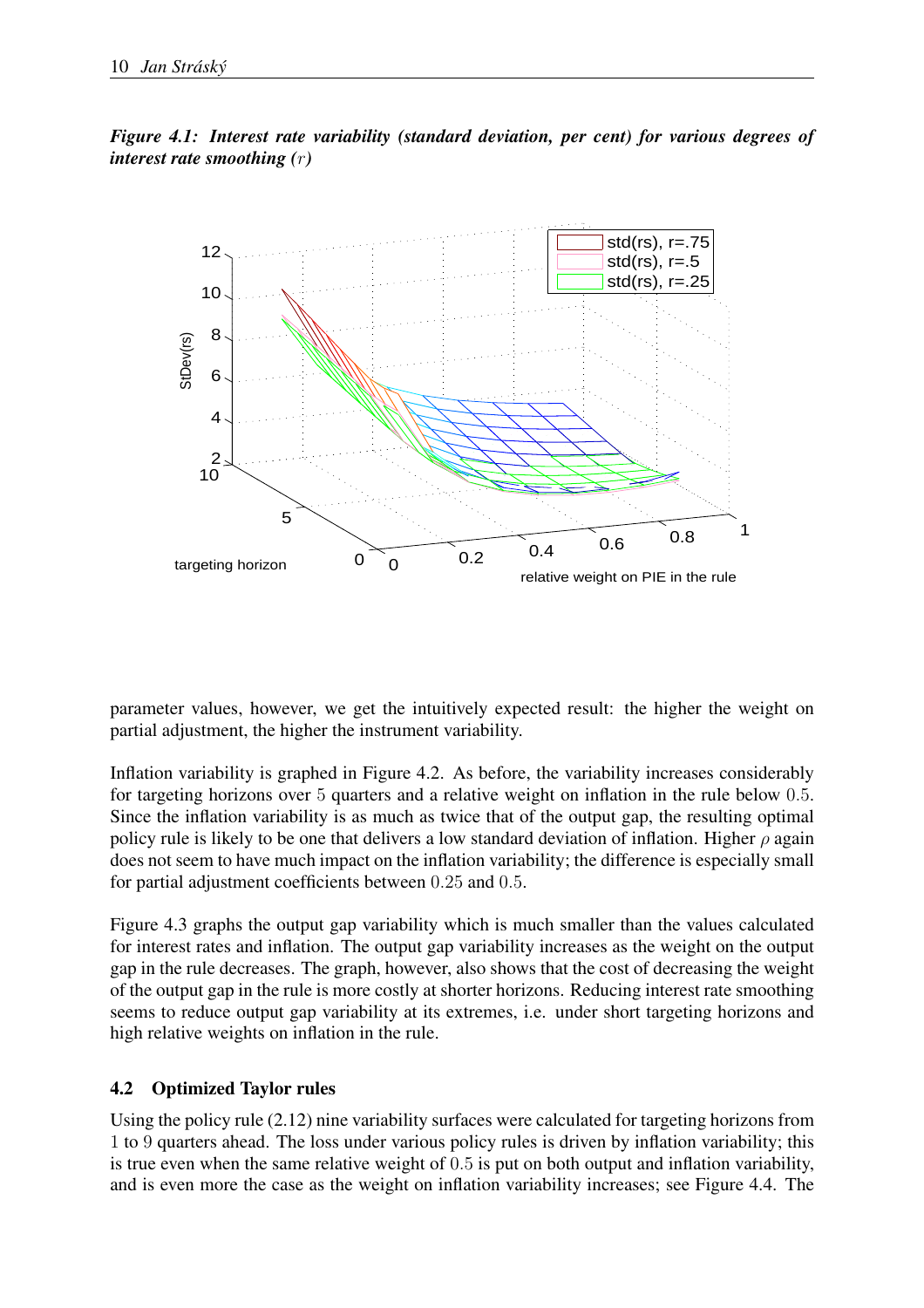***Figure 4.1: Interest rate variability (standard deviation, per cent) for various degrees of interest rate smoothing ($r$)***

parameter values, however, we get the intuitively expected result: the higher the weight on partial adjustment, the higher the instrument variability.

Inflation variability is graphed in Figure 4.2. As before, the variability increases considerably for targeting horizons over $5$ quarters and a relative weight on inflation in the rule below $0.5$. Since the inflation variability is as much as twice that of the output gap, the resulting optimal policy rule is likely to be one that delivers a low standard deviation of inflation. Higher $\rho$ again does not seem to have much impact on the inflation variability; the difference is especially small for partial adjustment coefficients between $0.25$ and $0.5$.

Figure 4.3 graphs the output gap variability which is much smaller than the values calculated for interest rates and inflation. The output gap variability increases as the weight on the output gap in the rule decreases. The graph, however, also shows that the cost of decreasing the weight of the output gap in the rule is more costly at shorter horizons. Reducing interest rate smoothing seems to reduce output gap variability at its extremes, i.e. under short targeting horizons and high relative weights on inflation in the rule.

### 4.2 Optimized Taylor rules

Using the policy rule (2.12) nine variability surfaces were calculated for targeting horizons from $1$ to $9$ quarters ahead. The loss under various policy rules is driven by inflation variability; this is true even when the same relative weight of $0.5$ is put on both output and inflation variability, and is even more the case as the weight on inflation variability increases; see Figure 4.4. The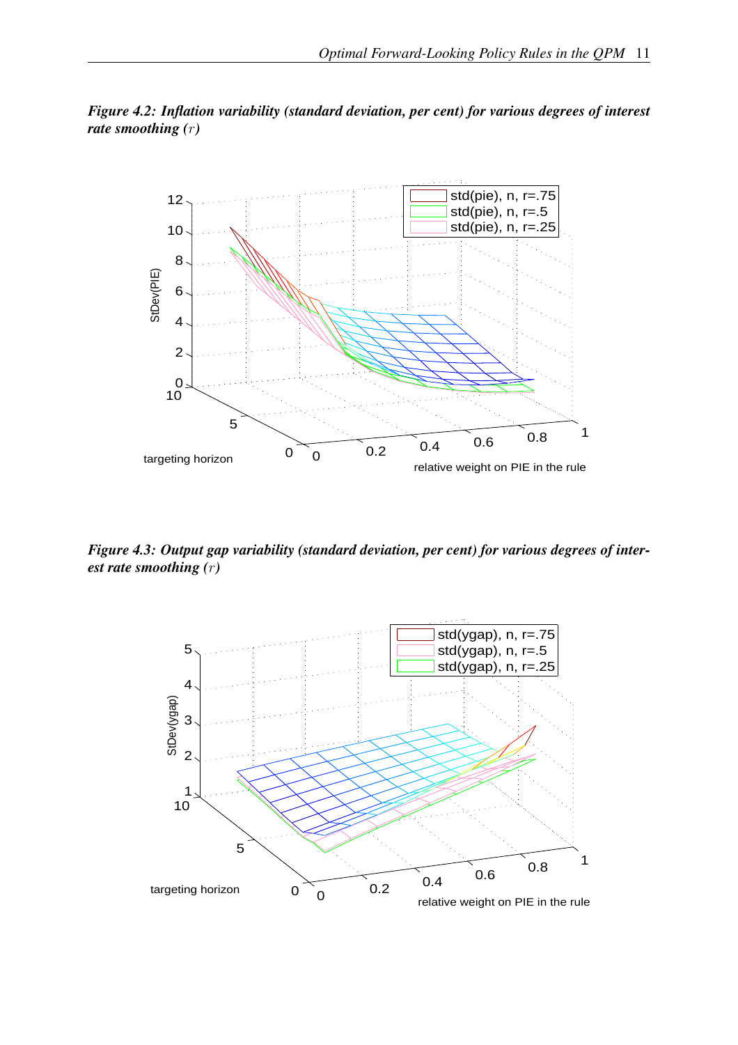*Figure 4.2: Inflation variability (standard deviation, per cent) for various degrees of interest rate smoothing ($r$)*

*Figure 4.3: Output gap variability (standard deviation, per cent) for various degrees of interest rate smoothing ($r$)*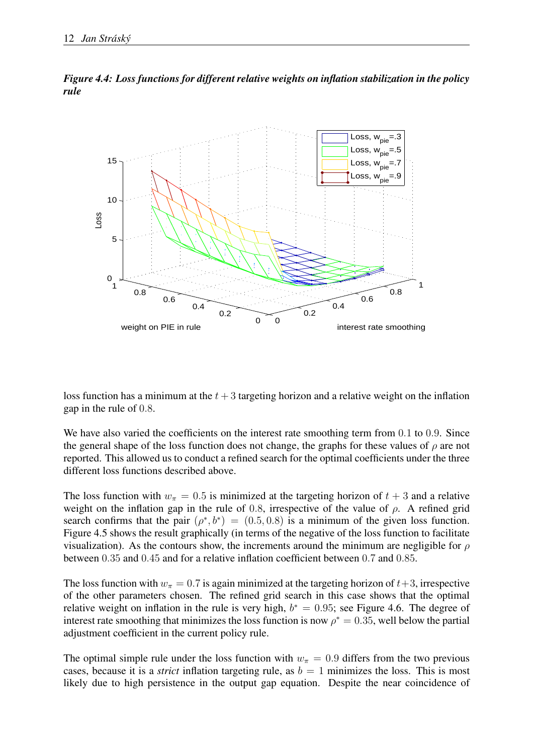*Figure 4.4: Loss functions for different relative weights on inflation stabilization in the policy rule*

loss function has a minimum at the $t+3$ targeting horizon and a relative weight on the inflation gap in the rule of $0.8$.

We have also varied the coefficients on the interest rate smoothing term from $0.1$ to $0.9$. Since the general shape of the loss function does not change, the graphs for these values of $\rho$ are not reported. This allowed us to conduct a refined search for the optimal coefficients under the three different loss functions described above.

The loss function with $w_\pi = 0.5$ is minimized at the targeting horizon of $t+3$ and a relative weight on the inflation gap in the rule of $0.8$, irrespective of the value of $\rho$. A refined grid search confirms that the pair $(\rho^*, b^*) = (0.5, 0.8)$ is a minimum of the given loss function. Figure 4.5 shows the result graphically (in terms of the negative of the loss function to facilitate visualization). As the contours show, the increments around the minimum are negligible for $\rho$ between $0.35$ and $0.45$ and for a relative inflation coefficient between $0.7$ and $0.85$.

The loss function with $w_\pi = 0.7$ is again minimized at the targeting horizon of $t+3$, irrespective of the other parameters chosen. The refined grid search in this case shows that the optimal relative weight on inflation in the rule is very high, $b^* = 0.95$; see Figure 4.6. The degree of interest rate smoothing that minimizes the loss function is now $\rho^* = 0.35$, well below the partial adjustment coefficient in the current policy rule.

The optimal simple rule under the loss function with $w_\pi = 0.9$ differs from the two previous cases, because it is a *strict* inflation targeting rule, as $b = 1$ minimizes the loss. This is most likely due to high persistence in the output gap equation. Despite the near coincidence of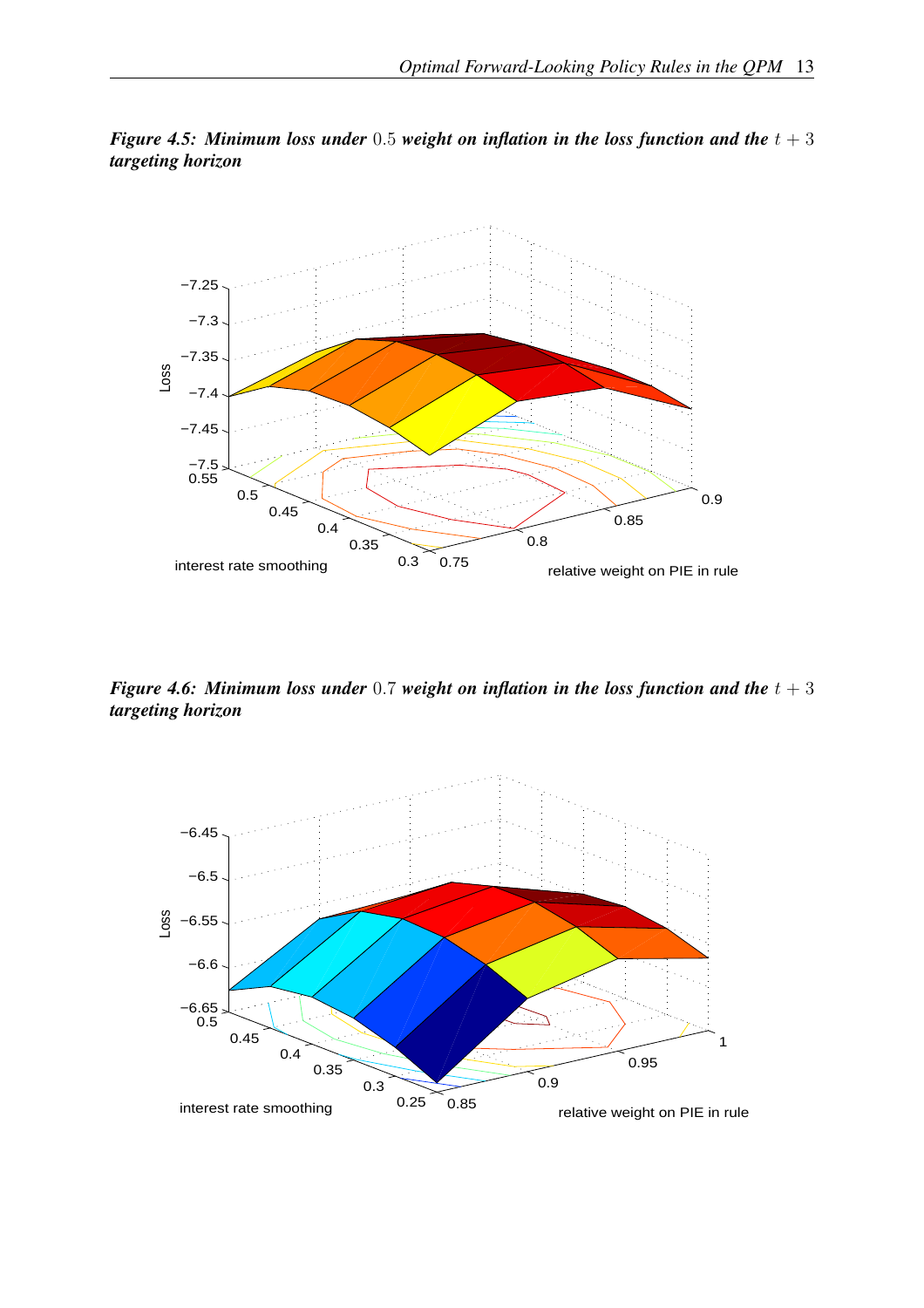***Figure 4.5: Minimum loss under*** $0.5$ ***weight on inflation in the loss function and the*** $t+3$ ***targeting horizon***

***Figure 4.6: Minimum loss under*** $0.7$ ***weight on inflation in the loss function and the*** $t+3$ ***targeting horizon***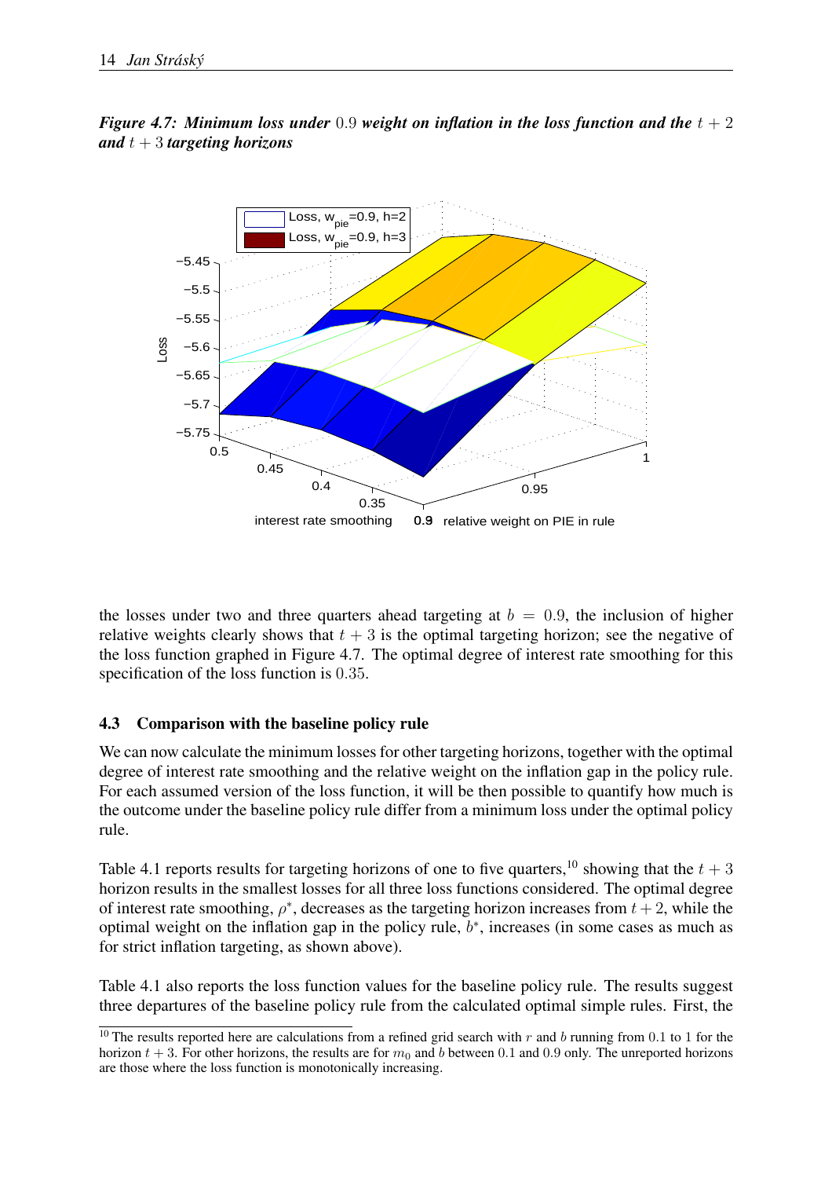***Figure 4.7: Minimum loss under** $0.9$ **weight on inflation in the loss function and the** $t+2$ **and** $t+3$ **targeting horizons***

the losses under two and three quarters ahead targeting at $b = 0.9$, the inclusion of higher relative weights clearly shows that $t+3$ is the optimal targeting horizon; see the negative of the loss function graphed in Figure 4.7. The optimal degree of interest rate smoothing for this specification of the loss function is $0.35$.

### 4.3 Comparison with the baseline policy rule

We can now calculate the minimum losses for other targeting horizons, together with the optimal degree of interest rate smoothing and the relative weight on the inflation gap in the policy rule. For each assumed version of the loss function, it will be then possible to quantify how much is the outcome under the baseline policy rule differ from a minimum loss under the optimal policy rule.

Table 4.1 reports results for targeting horizons of one to five quarters,[10] showing that the $t+3$ horizon results in the smallest losses for all three loss functions considered. The optimal degree of interest rate smoothing, $\rho^*$, decreases as the targeting horizon increases from $t+2$, while the optimal weight on the inflation gap in the policy rule, $b^*$, increases (in some cases as much as for strict inflation targeting, as shown above).

Table 4.1 also reports the loss function values for the baseline policy rule. The results suggest three departures of the baseline policy rule from the calculated optimal simple rules. First, the

[10] The results reported here are calculations from a refined grid search with $r$ and $b$ running from $0.1$ to $1$ for the horizon $t+3$. For other horizons, the results are for $m_0$ and $b$ between $0.1$ and $0.9$ only. The unreported horizons are those where the loss function is monotonically increasing.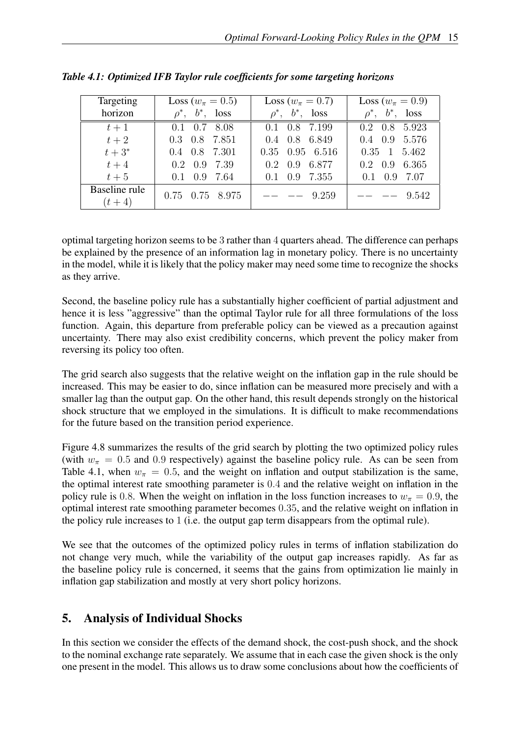*Table 4.1: Optimized IFB Taylor rule coefficients for some targeting horizons*

| Targeting horizon | Loss ($w_\pi = 0.5$) $\rho^*$, $b^*$, loss | Loss ($w_\pi = 0.7$) $\rho^*$, $b^*$, loss | Loss ($w_\pi = 0.9$) $\rho^*$, $b^*$, loss |
|---|---|---|---|
| $t+1$ | 0.1 0.7 8.08 | 0.1 0.8 7.199 | 0.2 0.8 5.923 |
| $t+2$ | 0.3 0.8 7.851 | 0.4 0.8 6.849 | 0.4 0.9 5.576 |
| $t+3^*$ | 0.4 0.8 7.301 | 0.35 0.95 6.516 | 0.35 1 5.462 |
| $t+4$ | 0.2 0.9 7.39 | 0.2 0.9 6.877 | 0.2 0.9 6.365 |
| $t+5$ | 0.1 0.9 7.64 | 0.1 0.9 7.355 | 0.1 0.9 7.07 |
| Baseline rule ($t+4$) | 0.75 0.75 8.975 | -- -- 9.259 | -- -- 9.542 |

optimal targeting horizon seems to be 3 rather than 4 quarters ahead. The difference can perhaps be explained by the presence of an information lag in monetary policy. There is no uncertainty in the model, while it is likely that the policy maker may need some time to recognize the shocks as they arrive.

Second, the baseline policy rule has a substantially higher coefficient of partial adjustment and hence it is less "aggressive" than the optimal Taylor rule for all three formulations of the loss function. Again, this departure from preferable policy can be viewed as a precaution against uncertainty. There may also exist credibility concerns, which prevent the policy maker from reversing its policy too often.

The grid search also suggests that the relative weight on the inflation gap in the rule should be increased. This may be easier to do, since inflation can be measured more precisely and with a smaller lag than the output gap. On the other hand, this result depends strongly on the historical shock structure that we employed in the simulations. It is difficult to make recommendations for the future based on the transition period experience.

Figure 4.8 summarizes the results of the grid search by plotting the two optimized policy rules (with $w_\pi = 0.5$ and $0.9$ respectively) against the baseline policy rule. As can be seen from Table 4.1, when $w_\pi = 0.5$, and the weight on inflation and output stabilization is the same, the optimal interest rate smoothing parameter is $0.4$ and the relative weight on inflation in the policy rule is $0.8$. When the weight on inflation in the loss function increases to $w_\pi = 0.9$, the optimal interest rate smoothing parameter becomes $0.35$, and the relative weight on inflation in the policy rule increases to $1$ (i.e. the output gap term disappears from the optimal rule).

We see that the outcomes of the optimized policy rules in terms of inflation stabilization do not change very much, while the variability of the output gap increases rapidly. As far as the baseline policy rule is concerned, it seems that the gains from optimization lie mainly in inflation gap stabilization and mostly at very short policy horizons.

## 5. Analysis of Individual Shocks

In this section we consider the effects of the demand shock, the cost-push shock, and the shock to the nominal exchange rate separately. We assume that in each case the given shock is the only one present in the model. This allows us to draw some conclusions about how the coefficients of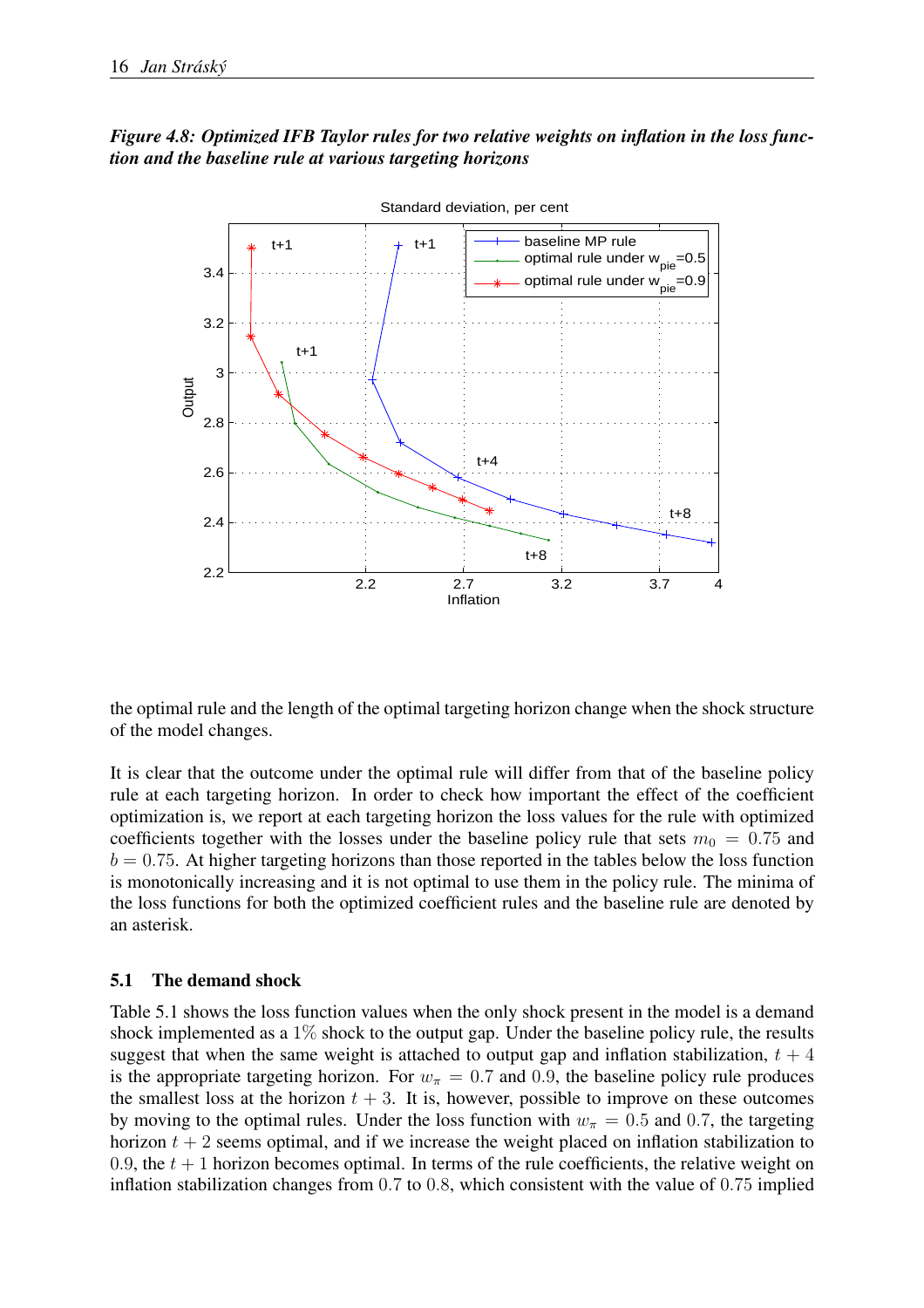*Figure 4.8: Optimized IFB Taylor rules for two relative weights on inflation in the loss function and the baseline rule at various targeting horizons*

the optimal rule and the length of the optimal targeting horizon change when the shock structure of the model changes.

It is clear that the outcome under the optimal rule will differ from that of the baseline policy rule at each targeting horizon. In order to check how important the effect of the coefficient optimization is, we report at each targeting horizon the loss values for the rule with optimized coefficients together with the losses under the baseline policy rule that sets $m_0 = 0.75$ and $b = 0.75$. At higher targeting horizons than those reported in the tables below the loss function is monotonically increasing and it is not optimal to use them in the policy rule. The minima of the loss functions for both the optimized coefficient rules and the baseline rule are denoted by an asterisk.

## 5.1 The demand shock

Table 5.1 shows the loss function values when the only shock present in the model is a demand shock implemented as a $1\%$ shock to the output gap. Under the baseline policy rule, the results suggest that when the same weight is attached to output gap and inflation stabilization, $t + 4$ is the appropriate targeting horizon. For $w_\pi = 0.7$ and $0.9$, the baseline policy rule produces the smallest loss at the horizon $t + 3$. It is, however, possible to improve on these outcomes by moving to the optimal rules. Under the loss function with $w_\pi = 0.5$ and $0.7$, the targeting horizon $t + 2$ seems optimal, and if we increase the weight placed on inflation stabilization to $0.9$, the $t + 1$ horizon becomes optimal. In terms of the rule coefficients, the relative weight on inflation stabilization changes from $0.7$ to $0.8$, which consistent with the value of $0.75$ implied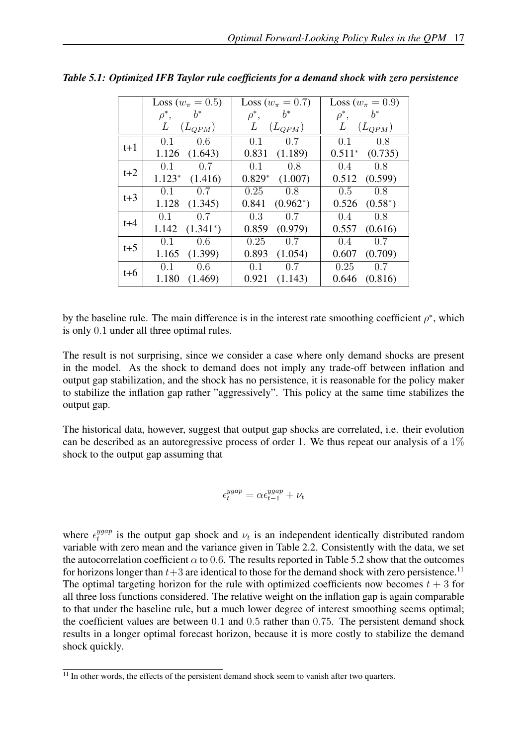*Table 5.1: Optimized IFB Taylor rule coefficients for a demand shock with zero persistence*

| | Loss ($w_\pi = 0.5$) | | Loss ($w_\pi = 0.7$) | | Loss ($w_\pi = 0.9$) | |
|---|---|---|---|---|---|---|
| | $\rho^*$, $L$ | $b^*$ ($L_{QPM}$) | $\rho^*$, $L$ | $b^*$ ($L_{QPM}$) | $\rho^*$, $L$ | $b^*$ ($L_{QPM}$) |
| t+1 | 0.1<br>1.126 | 0.6<br>(1.643) | 0.1<br>0.831 | 0.7<br>(1.189) | 0.1<br>$0.511^*$ | 0.8<br>(0.735) |
| t+2 | 0.1<br>$1.123^*$ | 0.7<br>(1.416) | 0.1<br>$0.829^*$ | 0.8<br>(1.007) | 0.4<br>0.512 | 0.8<br>(0.599) |
| t+3 | 0.1<br>1.128 | 0.7<br>(1.345) | 0.25<br>0.841 | 0.8<br>($0.962^*$) | 0.5<br>0.526 | 0.8<br>($0.58^*$) |
| t+4 | 0.1<br>1.142 | 0.7<br>($1.341^*$) | 0.3<br>0.859 | 0.7<br>(0.979) | 0.4<br>0.557 | 0.8<br>(0.616) |
| t+5 | 0.1<br>1.165 | 0.6<br>(1.399) | 0.25<br>0.893 | 0.7<br>(1.054) | 0.4<br>0.607 | 0.7<br>(0.709) |
| t+6 | 0.1<br>1.180 | 0.6<br>(1.469) | 0.1<br>0.921 | 0.7<br>(1.143) | 0.25<br>0.646 | 0.7<br>(0.816) |

by the baseline rule. The main difference is in the interest rate smoothing coefficient $\rho^*$, which is only $0.1$ under all three optimal rules.

The result is not surprising, since we consider a case where only demand shocks are present in the model. As the shock to demand does not imply any trade-off between inflation and output gap stabilization, and the shock has no persistence, it is reasonable for the policy maker to stabilize the inflation gap rather "aggressively". This policy at the same time stabilizes the output gap.

The historical data, however, suggest that output gap shocks are correlated, i.e. their evolution can be described as an autoregressive process of order $1$. We thus repeat our analysis of a $1\%$ shock to the output gap assuming that

$$\epsilon_t^{ygap} = \alpha \epsilon_{t-1}^{ygap} + \nu_t$$

where $\epsilon_t^{ygap}$ is the output gap shock and $\nu_t$ is an independent identically distributed random variable with zero mean and the variance given in Table 2.2. Consistently with the data, we set the autocorrelation coefficient $\alpha$ to $0.6$. The results reported in Table 5.2 show that the outcomes for horizons longer than $t+3$ are identical to those for the demand shock with zero persistence.[11] The optimal targeting horizon for the rule with optimized coefficients now becomes $t+3$ for all three loss functions considered. The relative weight on the inflation gap is again comparable to that under the baseline rule, but a much lower degree of interest smoothing seems optimal; the coefficient values are between $0.1$ and $0.5$ rather than $0.75$. The persistent demand shock results in a longer optimal forecast horizon, because it is more costly to stabilize the demand shock quickly.

[11] In other words, the effects of the persistent demand shock seem to vanish after two quarters.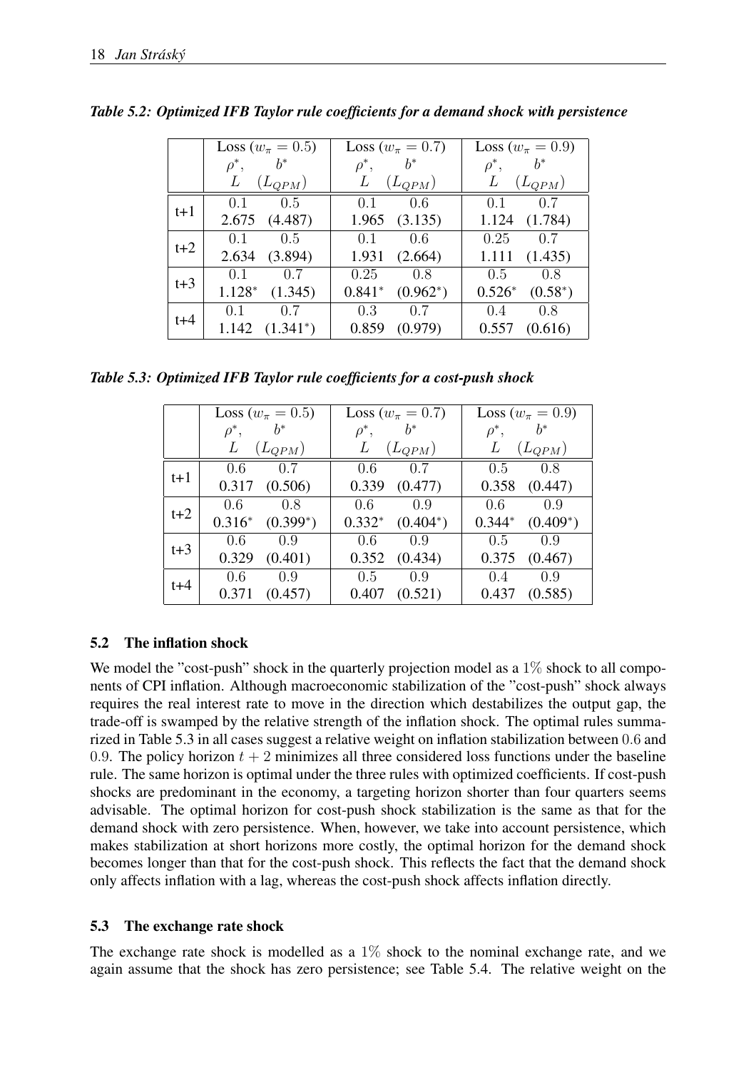*Table 5.2: Optimized IFB Taylor rule coefficients for a demand shock with persistence*

| | Loss ($w_\pi = 0.5$) | | Loss ($w_\pi = 0.7$) | | Loss ($w_\pi = 0.9$) | |
|---|---|---|---|---|---|---|
| | $\rho^*$, | $b^*$ | $\rho^*$, | $b^*$ | $\rho^*$, | $b^*$ |
| | $L$ | $(L_{QPM})$ | $L$ | $(L_{QPM})$ | $L$ | $(L_{QPM})$ |
| t+1 | 0.1 | 0.5 | 0.1 | 0.6 | 0.1 | 0.7 |
| | 2.675 | (4.487) | 1.965 | (3.135) | 1.124 | (1.784) |
| t+2 | 0.1 | 0.5 | 0.1 | 0.6 | 0.25 | 0.7 |
| | 2.634 | (3.894) | 1.931 | (2.664) | 1.111 | (1.435) |
| t+3 | 0.1 | 0.7 | 0.25 | 0.8 | 0.5 | 0.8 |
| | 1.128* | (1.345) | 0.841* | (0.962*) | 0.526* | (0.58*) |
| t+4 | 0.1 | 0.7 | 0.3 | 0.7 | 0.4 | 0.8 |
| | 1.142 | (1.341*) | 0.859 | (0.979) | 0.557 | (0.616) |

*Table 5.3: Optimized IFB Taylor rule coefficients for a cost-push shock*

| | Loss ($w_\pi = 0.5$) | | Loss ($w_\pi = 0.7$) | | Loss ($w_\pi = 0.9$) | |
|---|---|---|---|---|---|---|
| | $\rho^*$, | $b^*$ | $\rho^*$, | $b^*$ | $\rho^*$, | $b^*$ |
| | $L$ | $(L_{QPM})$ | $L$ | $(L_{QPM})$ | $L$ | $(L_{QPM})$ |
| t+1 | 0.6 | 0.7 | 0.6 | 0.7 | 0.5 | 0.8 |
| | 0.317 | (0.506) | 0.339 | (0.477) | 0.358 | (0.447) |
| t+2 | 0.6 | 0.8 | 0.6 | 0.9 | 0.6 | 0.9 |
| | 0.316* | (0.399*) | 0.332* | (0.404*) | 0.344* | (0.409*) |
| t+3 | 0.6 | 0.9 | 0.6 | 0.9 | 0.5 | 0.9 |
| | 0.329 | (0.401) | 0.352 | (0.434) | 0.375 | (0.467) |
| t+4 | 0.6 | 0.9 | 0.5 | 0.9 | 0.4 | 0.9 |
| | 0.371 | (0.457) | 0.407 | (0.521) | 0.437 | (0.585) |

### 5.2 The inflation shock

We model the "cost-push" shock in the quarterly projection model as a $1\%$ shock to all components of CPI inflation. Although macroeconomic stabilization of the "cost-push" shock always requires the real interest rate to move in the direction which destabilizes the output gap, the trade-off is swamped by the relative strength of the inflation shock. The optimal rules summarized in Table 5.3 in all cases suggest a relative weight on inflation stabilization between $0.6$ and $0.9$. The policy horizon $t+2$ minimizes all three considered loss functions under the baseline rule. The same horizon is optimal under the three rules with optimized coefficients. If cost-push shocks are predominant in the economy, a targeting horizon shorter than four quarters seems advisable. The optimal horizon for cost-push shock stabilization is the same as that for the demand shock with zero persistence. When, however, we take into account persistence, which makes stabilization at short horizons more costly, the optimal horizon for the demand shock becomes longer than that for the cost-push shock. This reflects the fact that the demand shock only affects inflation with a lag, whereas the cost-push shock affects inflation directly.

### 5.3 The exchange rate shock

The exchange rate shock is modelled as a $1\%$ shock to the nominal exchange rate, and we again assume that the shock has zero persistence; see Table 5.4. The relative weight on the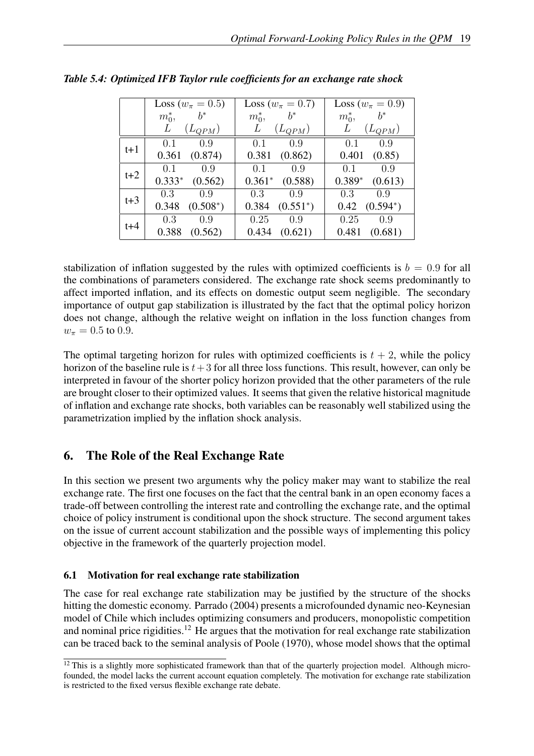*Table 5.4: Optimized IFB Taylor rule coefficients for an exchange rate shock*

| | Loss ($w_\pi = 0.5$) | | Loss ($w_\pi = 0.7$) | | Loss ($w_\pi = 0.9$) | |
|---|---|---|---|---|---|---|
| | $m_0^*$, $L$ | $b^*$ $(L_{QPM})$ | $m_0^*$, $L$ | $b^*$ $(L_{QPM})$ | $m_0^*$, $L$ | $b^*$ $(L_{QPM})$ |
| t+1 | 0.1 | 0.9 | 0.1 | 0.9 | 0.1 | 0.9 |
| | 0.361 | (0.874) | 0.381 | (0.862) | 0.401 | (0.85) |
| t+2 | 0.1 | 0.9 | 0.1 | 0.9 | 0.1 | 0.9 |
| | 0.333* | (0.562) | 0.361* | (0.588) | 0.389* | (0.613) |
| t+3 | 0.3 | 0.9 | 0.3 | 0.9 | 0.3 | 0.9 |
| | 0.348 | (0.508*) | 0.384 | (0.551*) | 0.42 | (0.594*) |
| t+4 | 0.3 | 0.9 | 0.25 | 0.9 | 0.25 | 0.9 |
| | 0.388 | (0.562) | 0.434 | (0.621) | 0.481 | (0.681) |

stabilization of inflation suggested by the rules with optimized coefficients is $b = 0.9$ for all the combinations of parameters considered. The exchange rate shock seems predominantly to affect imported inflation, and its effects on domestic output seem negligible. The secondary importance of output gap stabilization is illustrated by the fact that the optimal policy horizon does not change, although the relative weight on inflation in the loss function changes from $w_\pi = 0.5$ to $0.9$.

The optimal targeting horizon for rules with optimized coefficients is $t + 2$, while the policy horizon of the baseline rule is $t + 3$ for all three loss functions. This result, however, can only be interpreted in favour of the shorter policy horizon provided that the other parameters of the rule are brought closer to their optimized values. It seems that given the relative historical magnitude of inflation and exchange rate shocks, both variables can be reasonably well stabilized using the parametrization implied by the inflation shock analysis.

## 6. The Role of the Real Exchange Rate

In this section we present two arguments why the policy maker may want to stabilize the real exchange rate. The first one focuses on the fact that the central bank in an open economy faces a trade-off between controlling the interest rate and controlling the exchange rate, and the optimal choice of policy instrument is conditional upon the shock structure. The second argument takes on the issue of current account stabilization and the possible ways of implementing this policy objective in the framework of the quarterly projection model.

### 6.1 Motivation for real exchange rate stabilization

The case for real exchange rate stabilization may be justified by the structure of the shocks hitting the domestic economy. Parrado (2004) presents a microfounded dynamic neo-Keynesian model of Chile which includes optimizing consumers and producers, monopolistic competition and nominal price rigidities.[12] He argues that the motivation for real exchange rate stabilization can be traced back to the seminal analysis of Poole (1970), whose model shows that the optimal

[12] This is a slightly more sophisticated framework than that of the quarterly projection model. Although microfounded, the model lacks the current account equation completely. The motivation for exchange rate stabilization is restricted to the fixed versus flexible exchange rate debate.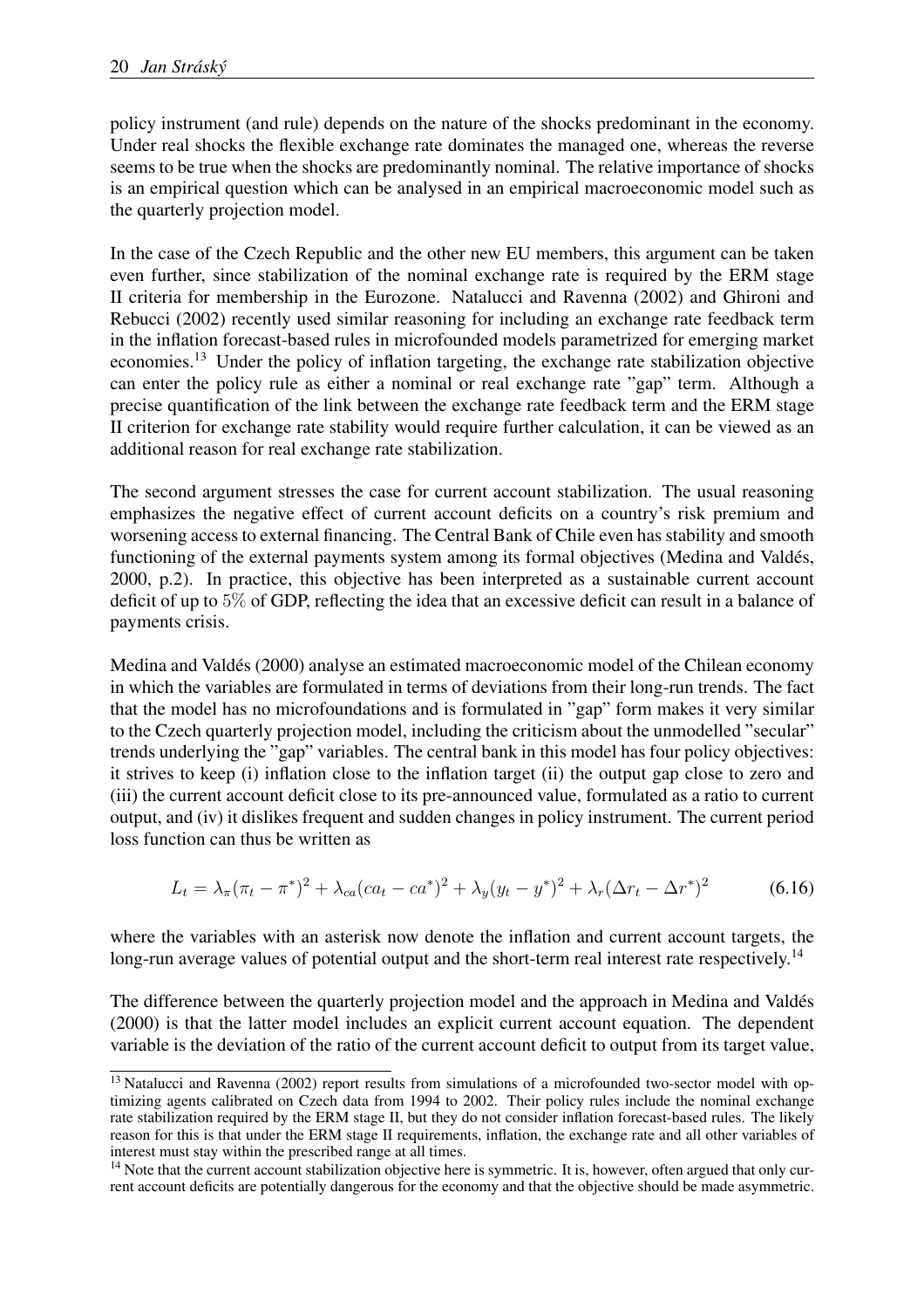policy instrument (and rule) depends on the nature of the shocks predominant in the economy. Under real shocks the flexible exchange rate dominates the managed one, whereas the reverse seems to be true when the shocks are predominantly nominal. The relative importance of shocks is an empirical question which can be analysed in an empirical macroeconomic model such as the quarterly projection model.

In the case of the Czech Republic and the other new EU members, this argument can be taken even further, since stabilization of the nominal exchange rate is required by the ERM stage II criteria for membership in the Eurozone. Natalucci and Ravenna (2002) and Ghironi and Rebucci (2002) recently used similar reasoning for including an exchange rate feedback term in the inflation forecast-based rules in microfounded models parametrized for emerging market economies.[13] Under the policy of inflation targeting, the exchange rate stabilization objective can enter the policy rule as either a nominal or real exchange rate "gap" term. Although a precise quantification of the link between the exchange rate feedback term and the ERM stage II criterion for exchange rate stability would require further calculation, it can be viewed as an additional reason for real exchange rate stabilization.

The second argument stresses the case for current account stabilization. The usual reasoning emphasizes the negative effect of current account deficits on a country's risk premium and worsening access to external financing. The Central Bank of Chile even has stability and smooth functioning of the external payments system among its formal objectives (Medina and Valdés, 2000, p.2). In practice, this objective has been interpreted as a sustainable current account deficit of up to $5\%$ of GDP, reflecting the idea that an excessive deficit can result in a balance of payments crisis.

Medina and Valdés (2000) analyse an estimated macroeconomic model of the Chilean economy in which the variables are formulated in terms of deviations from their long-run trends. The fact that the model has no microfoundations and is formulated in "gap" form makes it very similar to the Czech quarterly projection model, including the criticism about the unmodelled "secular" trends underlying the "gap" variables. The central bank in this model has four policy objectives: it strives to keep (i) inflation close to the inflation target (ii) the output gap close to zero and (iii) the current account deficit close to its pre-announced value, formulated as a ratio to current output, and (iv) it dislikes frequent and sudden changes in policy instrument. The current period loss function can thus be written as

$$L_t = \lambda_\pi(\pi_t - \pi^*)^2 + \lambda_{ca}(ca_t - ca^*)^2 + \lambda_y(y_t - y^*)^2 + \lambda_r(\Delta r_t - \Delta r^*)^2 \tag{6.16}$$

where the variables with an asterisk now denote the inflation and current account targets, the long-run average values of potential output and the short-term real interest rate respectively.[14]

The difference between the quarterly projection model and the approach in Medina and Valdés (2000) is that the latter model includes an explicit current account equation. The dependent variable is the deviation of the ratio of the current account deficit to output from its target value,

[13] Natalucci and Ravenna (2002) report results from simulations of a microfounded two-sector model with optimizing agents calibrated on Czech data from 1994 to 2002. Their policy rules include the nominal exchange rate stabilization required by the ERM stage II, but they do not consider inflation forecast-based rules. The likely reason for this is that under the ERM stage II requirements, inflation, the exchange rate and all other variables of interest must stay within the prescribed range at all times.

[14] Note that the current account stabilization objective here is symmetric. It is, however, often argued that only current account deficits are potentially dangerous for the economy and that the objective should be made asymmetric.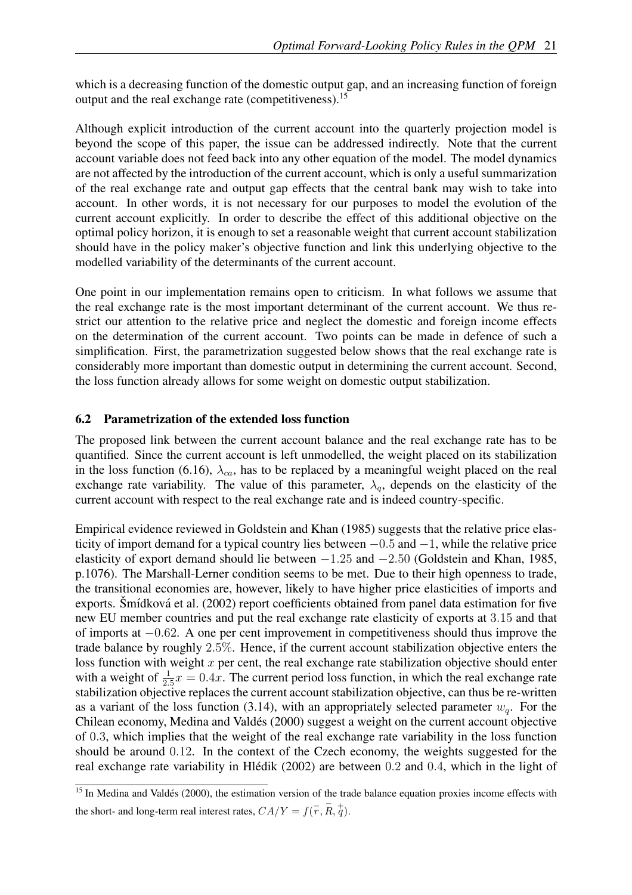which is a decreasing function of the domestic output gap, and an increasing function of foreign output and the real exchange rate (competitiveness).[15]

Although explicit introduction of the current account into the quarterly projection model is beyond the scope of this paper, the issue can be addressed indirectly. Note that the current account variable does not feed back into any other equation of the model. The model dynamics are not affected by the introduction of the current account, which is only a useful summarization of the real exchange rate and output gap effects that the central bank may wish to take into account. In other words, it is not necessary for our purposes to model the evolution of the current account explicitly. In order to describe the effect of this additional objective on the optimal policy horizon, it is enough to set a reasonable weight that current account stabilization should have in the policy maker's objective function and link this underlying objective to the modelled variability of the determinants of the current account.

One point in our implementation remains open to criticism. In what follows we assume that the real exchange rate is the most important determinant of the current account. We thus restrict our attention to the relative price and neglect the domestic and foreign income effects on the determination of the current account. Two points can be made in defence of such a simplification. First, the parametrization suggested below shows that the real exchange rate is considerably more important than domestic output in determining the current account. Second, the loss function already allows for some weight on domestic output stabilization.

### 6.2 Parametrization of the extended loss function

The proposed link between the current account balance and the real exchange rate has to be quantified. Since the current account is left unmodelled, the weight placed on its stabilization in the loss function (6.16), $\lambda_{ca}$, has to be replaced by a meaningful weight placed on the real exchange rate variability. The value of this parameter, $\lambda_q$, depends on the elasticity of the current account with respect to the real exchange rate and is indeed country-specific.

Empirical evidence reviewed in Goldstein and Khan (1985) suggests that the relative price elasticity of import demand for a typical country lies between $-0.5$ and $-1$, while the relative price elasticity of export demand should lie between $-1.25$ and $-2.50$ (Goldstein and Khan, 1985, p.1076). The Marshall-Lerner condition seems to be met. Due to their high openness to trade, the transitional economies are, however, likely to have higher price elasticities of imports and exports. Šmídková et al. (2002) report coefficients obtained from panel data estimation for five new EU member countries and put the real exchange rate elasticity of exports at $3.15$ and that of imports at $-0.62$. A one per cent improvement in competitiveness should thus improve the trade balance by roughly $2.5\%$. Hence, if the current account stabilization objective enters the loss function with weight $x$ per cent, the real exchange rate stabilization objective should enter with a weight of $\frac{1}{2.5}x = 0.4x$. The current period loss function, in which the real exchange rate stabilization objective replaces the current account stabilization objective, can thus be re-written as a variant of the loss function (3.14), with an appropriately selected parameter $w_q$. For the Chilean economy, Medina and Valdés (2000) suggest a weight on the current account objective of $0.3$, which implies that the weight of the real exchange rate variability in the loss function should be around $0.12$. In the context of the Czech economy, the weights suggested for the real exchange rate variability in Hlédik (2002) are between $0.2$ and $0.4$, which in the light of

[15] In Medina and Valdés (2000), the estimation version of the trade balance equation proxies income effects with the short- and long-term real interest rates, $CA/Y = f(\bar{r}, \bar{R}, \overset{+}{q})$.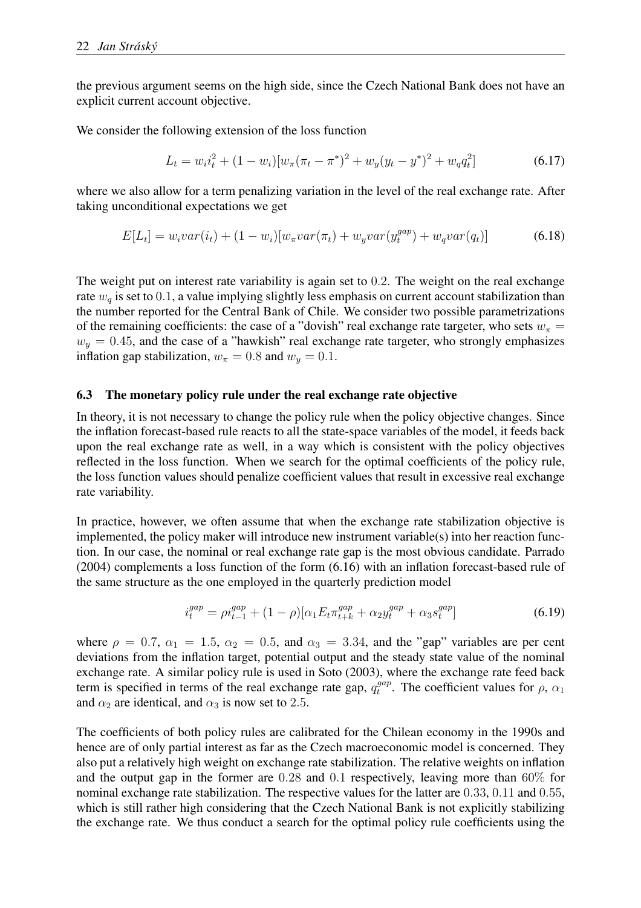the previous argument seems on the high side, since the Czech National Bank does not have an explicit current account objective.

We consider the following extension of the loss function

$$L_t = w_i i_t^2 + (1 - w_i)[w_\pi(\pi_t - \pi^*)^2 + w_y(y_t - y^*)^2 + w_q q_t^2] \tag{6.17}$$

where we also allow for a term penalizing variation in the level of the real exchange rate. After taking unconditional expectations we get

$$E[L_t] = w_i var(i_t) + (1 - w_i)[w_\pi var(\pi_t) + w_y var(y_t^{gap}) + w_q var(q_t)] \tag{6.18}$$

The weight put on interest rate variability is again set to $0.2$. The weight on the real exchange rate $w_q$ is set to $0.1$, a value implying slightly less emphasis on current account stabilization than the number reported for the Central Bank of Chile. We consider two possible parametrizations of the remaining coefficients: the case of a "dovish" real exchange rate targeter, who sets $w_\pi = w_y = 0.45$, and the case of a "hawkish" real exchange rate targeter, who strongly emphasizes inflation gap stabilization, $w_\pi = 0.8$ and $w_y = 0.1$.

### 6.3 The monetary policy rule under the real exchange rate objective

In theory, it is not necessary to change the policy rule when the policy objective changes. Since the inflation forecast-based rule reacts to all the state-space variables of the model, it feeds back upon the real exchange rate as well, in a way which is consistent with the policy objectives reflected in the loss function. When we search for the optimal coefficients of the policy rule, the loss function values should penalize coefficient values that result in excessive real exchange rate variability.

In practice, however, we often assume that when the exchange rate stabilization objective is implemented, the policy maker will introduce new instrument variable(s) into her reaction function. In our case, the nominal or real exchange rate gap is the most obvious candidate. Parrado (2004) complements a loss function of the form (6.16) with an inflation forecast-based rule of the same structure as the one employed in the quarterly prediction model

$$i_t^{gap} = \rho i_{t-1}^{gap} + (1 - \rho)[\alpha_1 E_t \pi_{t+k}^{gap} + \alpha_2 y_t^{gap} + \alpha_3 s_t^{gap}] \tag{6.19}$$

where $\rho = 0.7$, $\alpha_1 = 1.5$, $\alpha_2 = 0.5$, and $\alpha_3 = 3.34$, and the "gap" variables are per cent deviations from the inflation target, potential output and the steady state value of the nominal exchange rate. A similar policy rule is used in Soto (2003), where the exchange rate feed back term is specified in terms of the real exchange rate gap, $q_t^{gap}$. The coefficient values for $\rho$, $\alpha_1$ and $\alpha_2$ are identical, and $\alpha_3$ is now set to $2.5$.

The coefficients of both policy rules are calibrated for the Chilean economy in the 1990s and hence are of only partial interest as far as the Czech macroeconomic model is concerned. They also put a relatively high weight on exchange rate stabilization. The relative weights on inflation and the output gap in the former are $0.28$ and $0.1$ respectively, leaving more than $60\%$ for nominal exchange rate stabilization. The respective values for the latter are $0.33$, $0.11$ and $0.55$, which is still rather high considering that the Czech National Bank is not explicitly stabilizing the exchange rate. We thus conduct a search for the optimal policy rule coefficients using the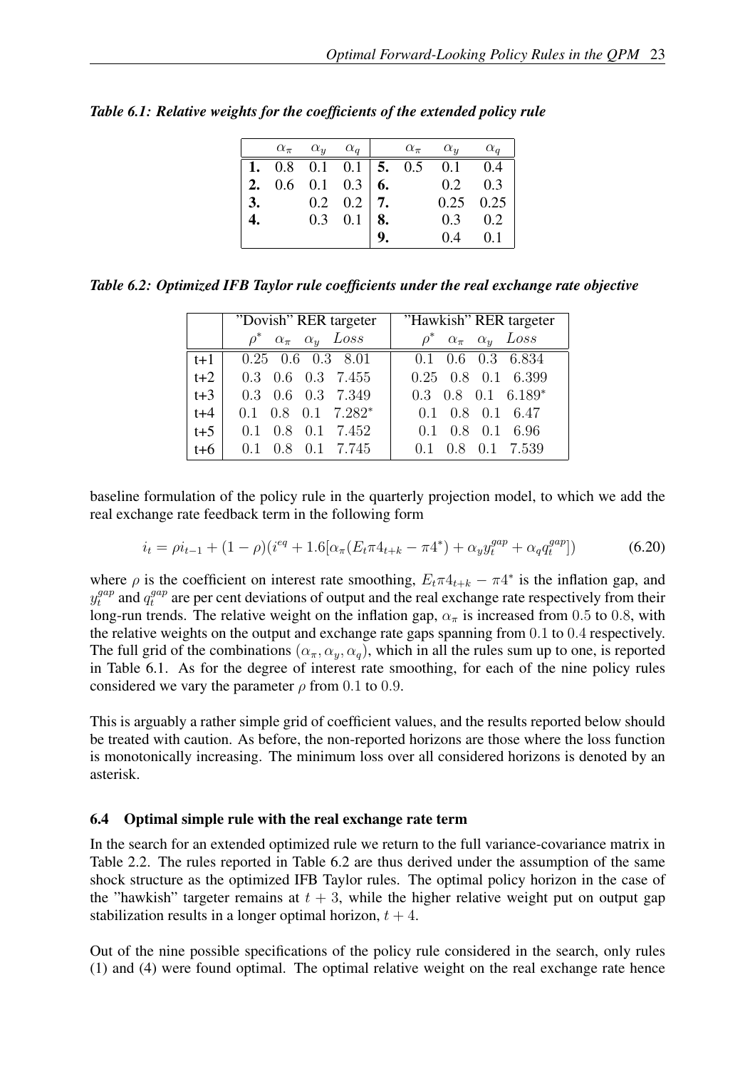*Table 6.1: Relative weights for the coefficients of the extended policy rule*

| | $\alpha_\pi$ | $\alpha_y$ | $\alpha_q$ | | $\alpha_\pi$ | $\alpha_y$ | $\alpha_q$ |
|---|---|---|---|---|---|---|---|
| **1.** | 0.8 | 0.1 | 0.1 | **5.** | 0.5 | 0.1 | 0.4 |
| **2.** | 0.6 | 0.1 | 0.3 | **6.** | | 0.2 | 0.3 |
| **3.** | | 0.2 | 0.2 | **7.** | | 0.25 | 0.25 |
| **4.** | | 0.3 | 0.1 | **8.** | | 0.3 | 0.2 |
| | | | | **9.** | | 0.4 | 0.1 |

*Table 6.2: Optimized IFB Taylor rule coefficients under the real exchange rate objective*

| | "Dovish" RER targeter | | | | "Hawkish" RER targeter | | | |
|---|---|---|---|---|---|---|---|---|
| | $\rho^*$ | $\alpha_\pi$ | $\alpha_y$ | $Loss$ | $\rho^*$ | $\alpha_\pi$ | $\alpha_y$ | $Loss$ |
| t+1 | 0.25 | 0.6 | 0.3 | 8.01 | 0.1 | 0.6 | 0.3 | 6.834 |
| t+2 | 0.3 | 0.6 | 0.3 | 7.455 | 0.25 | 0.8 | 0.1 | 6.399 |
| t+3 | 0.3 | 0.6 | 0.3 | 7.349 | 0.3 | 0.8 | 0.1 | $6.189^*$ |
| t+4 | 0.1 | 0.8 | 0.1 | $7.282^*$ | 0.1 | 0.8 | 0.1 | 6.47 |
| t+5 | 0.1 | 0.8 | 0.1 | 7.452 | 0.1 | 0.8 | 0.1 | 6.96 |
| t+6 | 0.1 | 0.8 | 0.1 | 7.745 | 0.1 | 0.8 | 0.1 | 7.539 |

baseline formulation of the policy rule in the quarterly projection model, to which we add the real exchange rate feedback term in the following form

$$i_t = \rho i_{t-1} + (1-\rho)(i^{eq} + 1.6[\alpha_\pi(E_t\pi 4_{t+k} - \pi 4^*) + \alpha_y y_t^{gap} + \alpha_q q_t^{gap}]) \tag{6.20}$$

where $\rho$ is the coefficient on interest rate smoothing, $E_t\pi 4_{t+k} - \pi 4^*$ is the inflation gap, and $y_t^{gap}$ and $q_t^{gap}$ are per cent deviations of output and the real exchange rate respectively from their long-run trends. The relative weight on the inflation gap, $\alpha_\pi$ is increased from $0.5$ to $0.8$, with the relative weights on the output and exchange rate gaps spanning from $0.1$ to $0.4$ respectively. The full grid of the combinations $(\alpha_\pi, \alpha_y, \alpha_q)$, which in all the rules sum up to one, is reported in Table 6.1. As for the degree of interest rate smoothing, for each of the nine policy rules considered we vary the parameter $\rho$ from $0.1$ to $0.9$.

This is arguably a rather simple grid of coefficient values, and the results reported below should be treated with caution. As before, the non-reported horizons are those where the loss function is monotonically increasing. The minimum loss over all considered horizons is denoted by an asterisk.

### 6.4 Optimal simple rule with the real exchange rate term

In the search for an extended optimized rule we return to the full variance-covariance matrix in Table 2.2. The rules reported in Table 6.2 are thus derived under the assumption of the same shock structure as the optimized IFB Taylor rules. The optimal policy horizon in the case of the "hawkish" targeter remains at $t + 3$, while the higher relative weight put on output gap stabilization results in a longer optimal horizon, $t + 4$.

Out of the nine possible specifications of the policy rule considered in the search, only rules (1) and (4) were found optimal. The optimal relative weight on the real exchange rate hence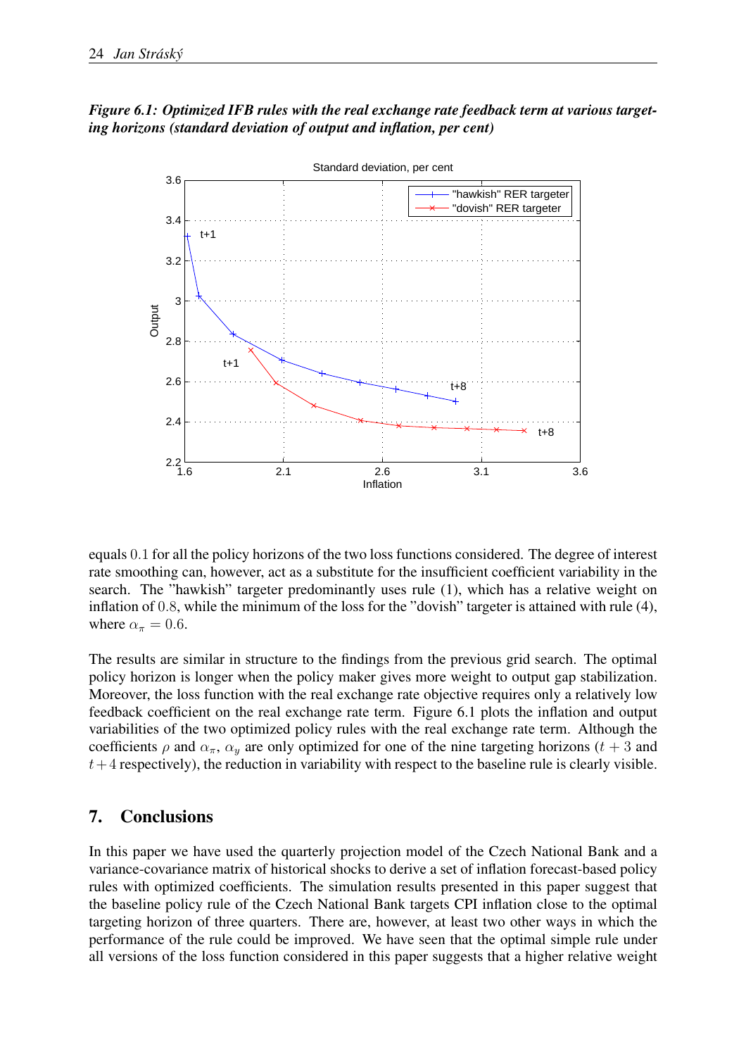***Figure 6.1: Optimized IFB rules with the real exchange rate feedback term at various targeting horizons (standard deviation of output and inflation, per cent)***

equals $0.1$ for all the policy horizons of the two loss functions considered. The degree of interest rate smoothing can, however, act as a substitute for the insufficient coefficient variability in the search. The "hawkish" targeter predominantly uses rule (1), which has a relative weight on inflation of $0.8$, while the minimum of the loss for the "dovish" targeter is attained with rule (4), where $\alpha_\pi = 0.6$.

The results are similar in structure to the findings from the previous grid search. The optimal policy horizon is longer when the policy maker gives more weight to output gap stabilization. Moreover, the loss function with the real exchange rate objective requires only a relatively low feedback coefficient on the real exchange rate term. Figure 6.1 plots the inflation and output variabilities of the two optimized policy rules with the real exchange rate term. Although the coefficients $\rho$ and $\alpha_\pi$, $\alpha_y$ are only optimized for one of the nine targeting horizons ($t + 3$ and $t + 4$ respectively), the reduction in variability with respect to the baseline rule is clearly visible.

## 7. Conclusions

In this paper we have used the quarterly projection model of the Czech National Bank and a variance-covariance matrix of historical shocks to derive a set of inflation forecast-based policy rules with optimized coefficients. The simulation results presented in this paper suggest that the baseline policy rule of the Czech National Bank targets CPI inflation close to the optimal targeting horizon of three quarters. There are, however, at least two other ways in which the performance of the rule could be improved. We have seen that the optimal simple rule under all versions of the loss function considered in this paper suggests that a higher relative weight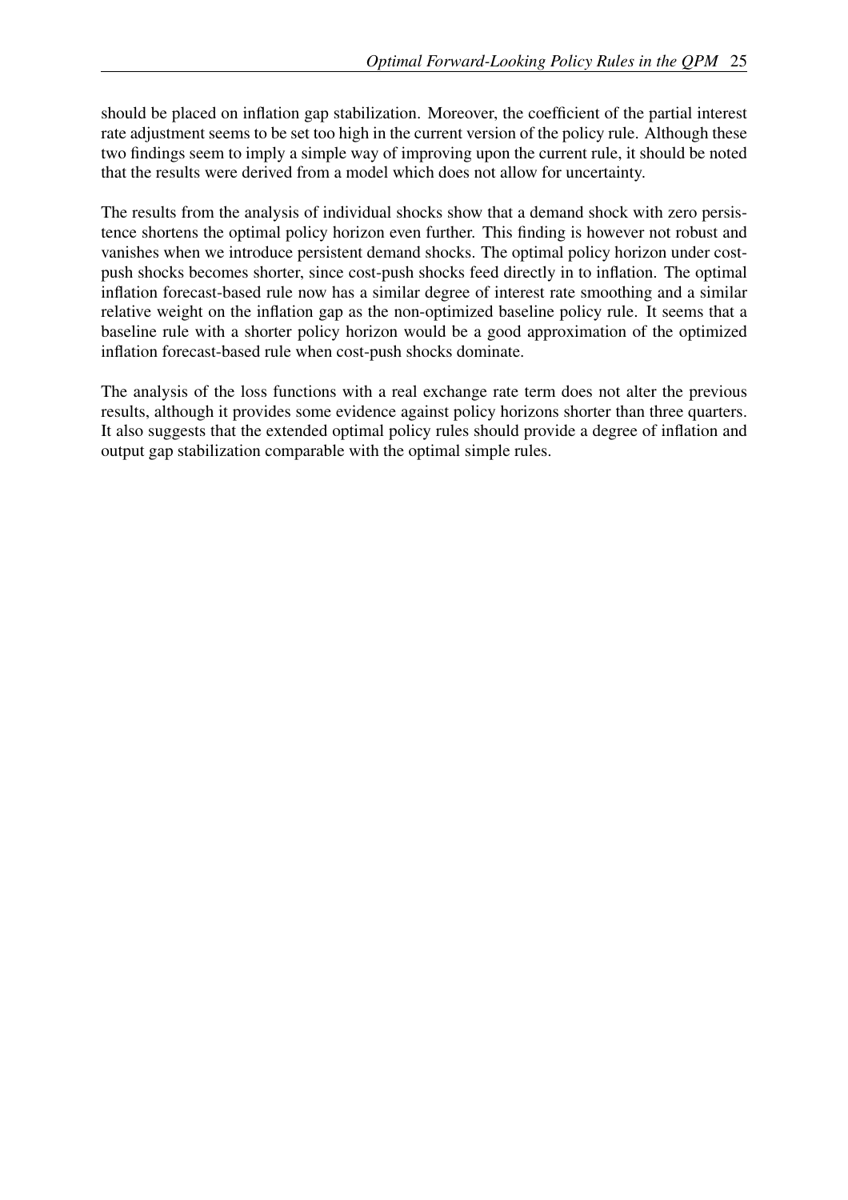should be placed on inflation gap stabilization. Moreover, the coefficient of the partial interest rate adjustment seems to be set too high in the current version of the policy rule. Although these two findings seem to imply a simple way of improving upon the current rule, it should be noted that the results were derived from a model which does not allow for uncertainty.

The results from the analysis of individual shocks show that a demand shock with zero persistence shortens the optimal policy horizon even further. This finding is however not robust and vanishes when we introduce persistent demand shocks. The optimal policy horizon under cost-push shocks becomes shorter, since cost-push shocks feed directly in to inflation. The optimal inflation forecast-based rule now has a similar degree of interest rate smoothing and a similar relative weight on the inflation gap as the non-optimized baseline policy rule. It seems that a baseline rule with a shorter policy horizon would be a good approximation of the optimized inflation forecast-based rule when cost-push shocks dominate.

The analysis of the loss functions with a real exchange rate term does not alter the previous results, although it provides some evidence against policy horizons shorter than three quarters. It also suggests that the extended optimal policy rules should provide a degree of inflation and output gap stabilization comparable with the optimal simple rules.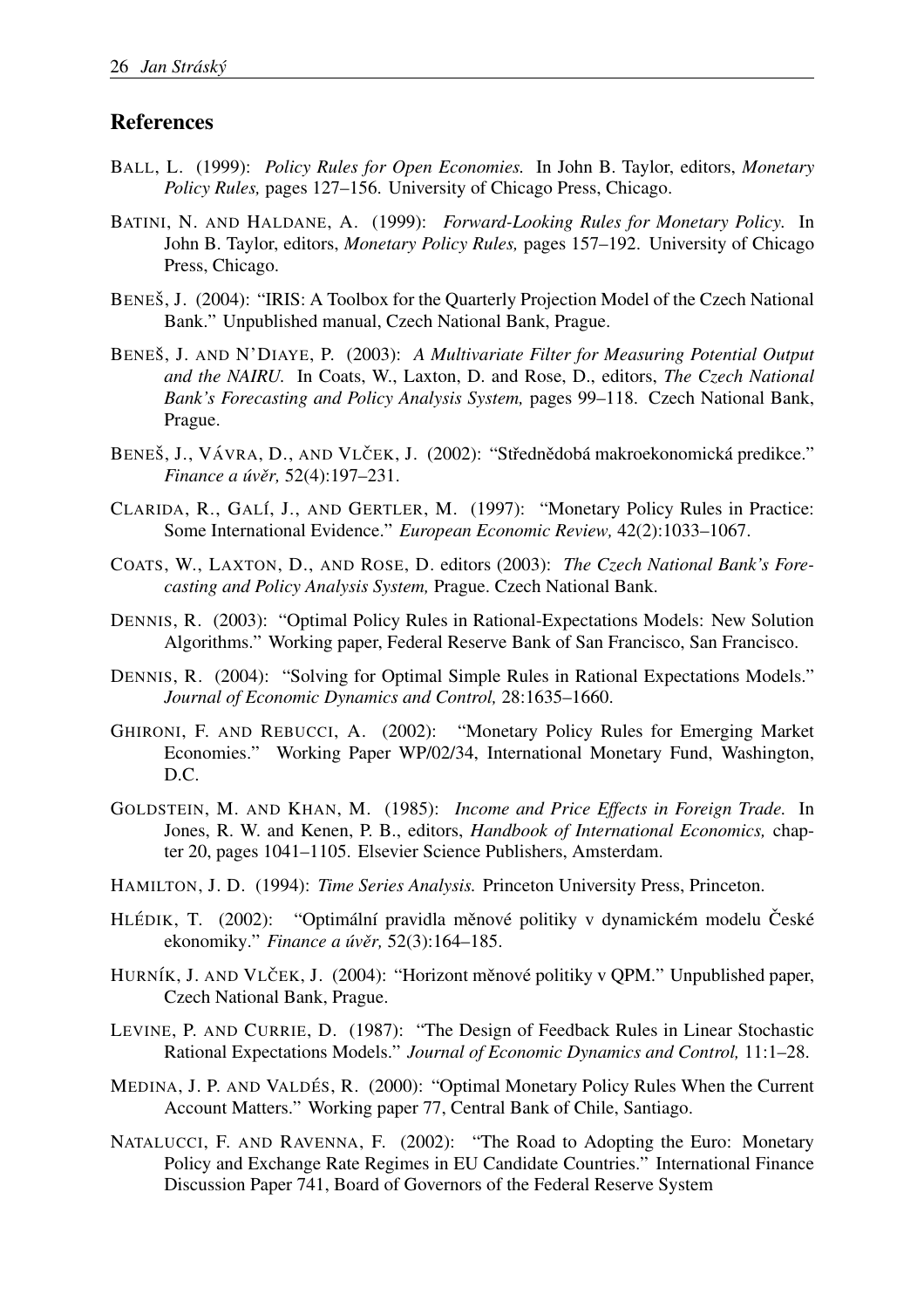## References

BALL, L. (1999): *Policy Rules for Open Economies.* In John B. Taylor, editors, *Monetary Policy Rules,* pages 127–156. University of Chicago Press, Chicago.

BATINI, N. AND HALDANE, A. (1999): *Forward-Looking Rules for Monetary Policy.* In John B. Taylor, editors, *Monetary Policy Rules,* pages 157–192. University of Chicago Press, Chicago.

BENEŠ, J. (2004): "IRIS: A Toolbox for the Quarterly Projection Model of the Czech National Bank." Unpublished manual, Czech National Bank, Prague.

BENEŠ, J. AND N'DIAYE, P. (2003): *A Multivariate Filter for Measuring Potential Output and the NAIRU.* In Coats, W., Laxton, D. and Rose, D., editors, *The Czech National Bank's Forecasting and Policy Analysis System,* pages 99–118. Czech National Bank, Prague.

BENEŠ, J., VÁVRA, D., AND VLČEK, J. (2002): "Střednědobá makroekonomická predikce." *Finance a úvěr,* 52(4):197–231.

CLARIDA, R., GALÍ, J., AND GERTLER, M. (1997): "Monetary Policy Rules in Practice: Some International Evidence." *European Economic Review,* 42(2):1033–1067.

COATS, W., LAXTON, D., AND ROSE, D. editors (2003): *The Czech National Bank's Forecasting and Policy Analysis System,* Prague. Czech National Bank.

DENNIS, R. (2003): "Optimal Policy Rules in Rational-Expectations Models: New Solution Algorithms." Working paper, Federal Reserve Bank of San Francisco, San Francisco.

DENNIS, R. (2004): "Solving for Optimal Simple Rules in Rational Expectations Models." *Journal of Economic Dynamics and Control,* 28:1635–1660.

GHIRONI, F. AND REBUCCI, A. (2002): "Monetary Policy Rules for Emerging Market Economies." Working Paper WP/02/34, International Monetary Fund, Washington, D.C.

GOLDSTEIN, M. AND KHAN, M. (1985): *Income and Price Effects in Foreign Trade.* In Jones, R. W. and Kenen, P. B., editors, *Handbook of International Economics,* chapter 20, pages 1041–1105. Elsevier Science Publishers, Amsterdam.

HAMILTON, J. D. (1994): *Time Series Analysis.* Princeton University Press, Princeton.

HLÉDIK, T. (2002): "Optimální pravidla měnové politiky v dynamickém modelu České ekonomiky." *Finance a úvěr,* 52(3):164–185.

HURNÍK, J. AND VLČEK, J. (2004): "Horizont měnové politiky v QPM." Unpublished paper, Czech National Bank, Prague.

LEVINE, P. AND CURRIE, D. (1987): "The Design of Feedback Rules in Linear Stochastic Rational Expectations Models." *Journal of Economic Dynamics and Control,* 11:1–28.

MEDINA, J. P. AND VALDÉS, R. (2000): "Optimal Monetary Policy Rules When the Current Account Matters." Working paper 77, Central Bank of Chile, Santiago.

NATALUCCI, F. AND RAVENNA, F. (2002): "The Road to Adopting the Euro: Monetary Policy and Exchange Rate Regimes in EU Candidate Countries." International Finance Discussion Paper 741, Board of Governors of the Federal Reserve System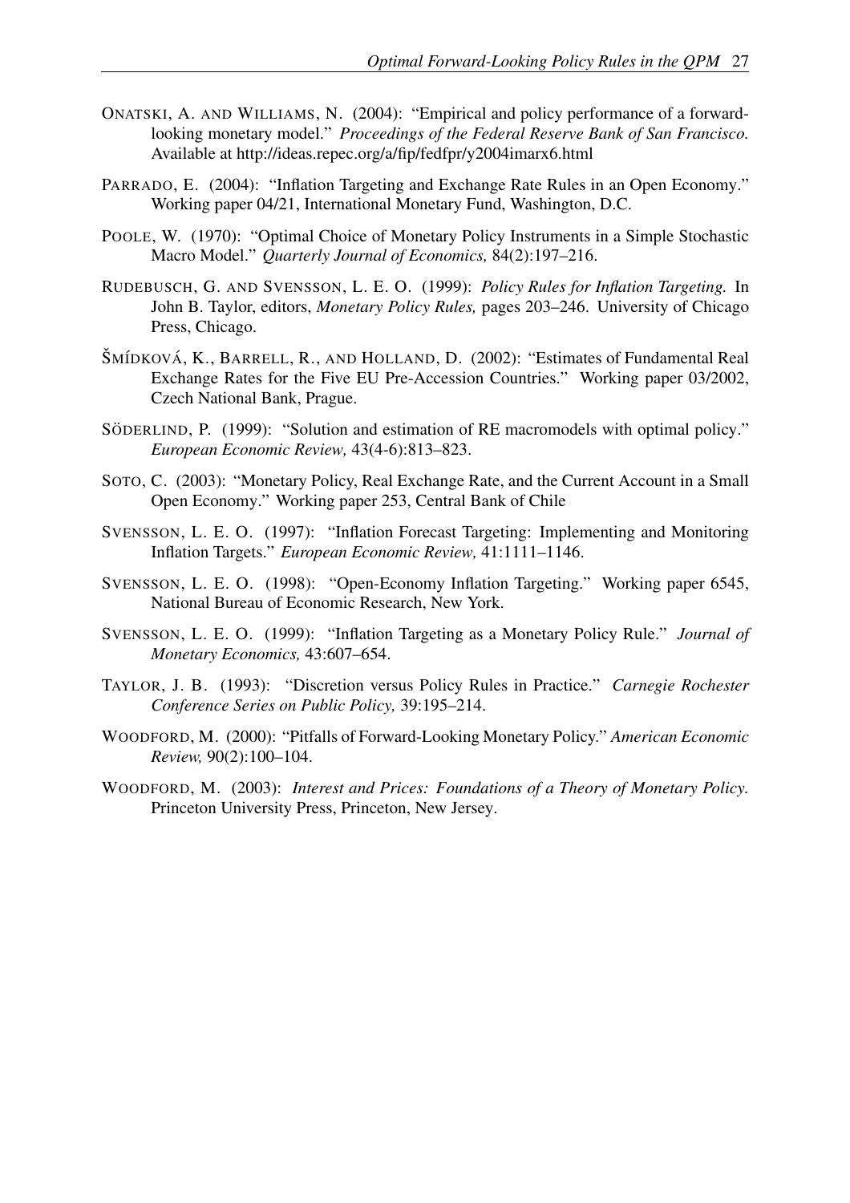ONATSKI, A. AND WILLIAMS, N. (2004): "Empirical and policy performance of a forward-looking monetary model." *Proceedings of the Federal Reserve Bank of San Francisco.* Available at http://ideas.repec.org/a/fip/fedfpr/y2004imarx6.html

PARRADO, E. (2004): "Inflation Targeting and Exchange Rate Rules in an Open Economy." Working paper 04/21, International Monetary Fund, Washington, D.C.

POOLE, W. (1970): "Optimal Choice of Monetary Policy Instruments in a Simple Stochastic Macro Model." *Quarterly Journal of Economics,* 84(2):197–216.

RUDEBUSCH, G. AND SVENSSON, L. E. O. (1999): *Policy Rules for Inflation Targeting.* In John B. Taylor, editors, *Monetary Policy Rules,* pages 203–246. University of Chicago Press, Chicago.

ŠMÍDKOVÁ, K., BARRELL, R., AND HOLLAND, D. (2002): "Estimates of Fundamental Real Exchange Rates for the Five EU Pre-Accession Countries." Working paper 03/2002, Czech National Bank, Prague.

SÖDERLIND, P. (1999): "Solution and estimation of RE macromodels with optimal policy." *European Economic Review,* 43(4-6):813–823.

SOTO, C. (2003): "Monetary Policy, Real Exchange Rate, and the Current Account in a Small Open Economy." Working paper 253, Central Bank of Chile

SVENSSON, L. E. O. (1997): "Inflation Forecast Targeting: Implementing and Monitoring Inflation Targets." *European Economic Review,* 41:1111–1146.

SVENSSON, L. E. O. (1998): "Open-Economy Inflation Targeting." Working paper 6545, National Bureau of Economic Research, New York.

SVENSSON, L. E. O. (1999): "Inflation Targeting as a Monetary Policy Rule." *Journal of Monetary Economics,* 43:607–654.

TAYLOR, J. B. (1993): "Discretion versus Policy Rules in Practice." *Carnegie Rochester Conference Series on Public Policy,* 39:195–214.

WOODFORD, M. (2000): "Pitfalls of Forward-Looking Monetary Policy." *American Economic Review,* 90(2):100–104.

WOODFORD, M. (2003): *Interest and Prices: Foundations of a Theory of Monetary Policy.* Princeton University Press, Princeton, New Jersey.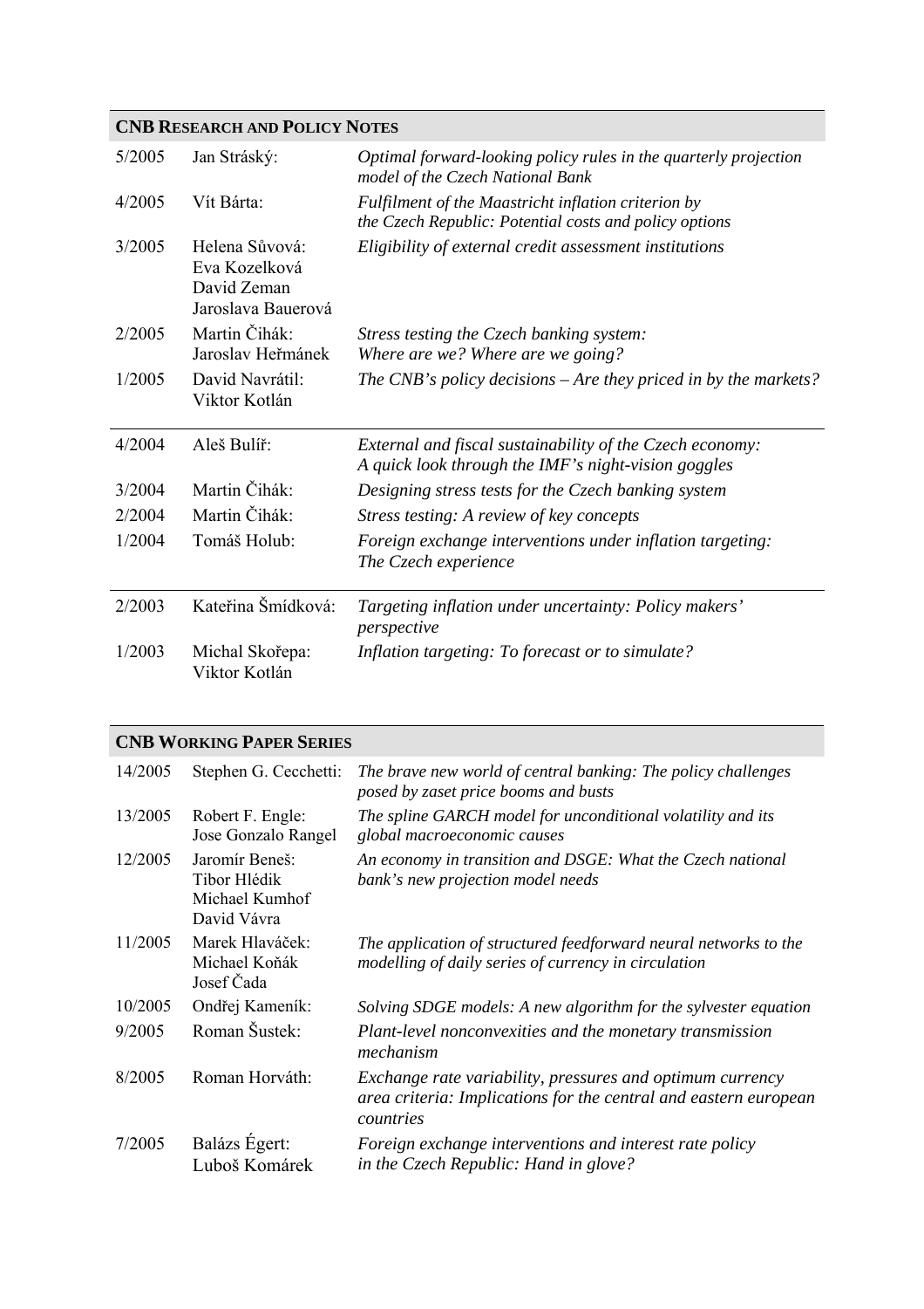## CNB Research and Policy Notes

| | | |
|---|---|---|
| 5/2005 | Jan Stráský: | *Optimal forward-looking policy rules in the quarterly projection model of the Czech National Bank* |
| 4/2005 | Vít Bárta: | *Fulfilment of the Maastricht inflation criterion by the Czech Republic: Potential costs and policy options* |
| 3/2005 | Helena Sůvová: Eva Kozelková David Zeman Jaroslava Bauerová | *Eligibility of external credit assessment institutions* |
| 2/2005 | Martin Čihák: Jaroslav Heřmánek | *Stress testing the Czech banking system: Where are we? Where are we going?* |
| 1/2005 | David Navrátil: Viktor Kotlán | *The CNB's policy decisions – Are they priced in by the markets?* |
| 4/2004 | Aleš Bulíř: | *External and fiscal sustainability of the Czech economy: A quick look through the IMF's night-vision goggles* |
| 3/2004 | Martin Čihák: | *Designing stress tests for the Czech banking system* |
| 2/2004 | Martin Čihák: | *Stress testing: A review of key concepts* |
| 1/2004 | Tomáš Holub: | *Foreign exchange interventions under inflation targeting: The Czech experience* |
| 2/2003 | Kateřina Šmídková: | *Targeting inflation under uncertainty: Policy makers' perspective* |
| 1/2003 | Michal Skořepa: Viktor Kotlán | *Inflation targeting: To forecast or to simulate?* |

## CNB Working Paper Series

| | | |
|---|---|---|
| 14/2005 | Stephen G. Cecchetti: | *The brave new world of central banking: The policy challenges posed by zaset price booms and busts* |
| 13/2005 | Robert F. Engle: Jose Gonzalo Rangel | *The spline GARCH model for unconditional volatility and its global macroeconomic causes* |
| 12/2005 | Jaromír Beneš: Tibor Hlédik Michael Kumhof David Vávra | *An economy in transition and DSGE: What the Czech national bank's new projection model needs* |
| 11/2005 | Marek Hlaváček: Michael Koňák Josef Čada | *The application of structured feedforward neural networks to the modelling of daily series of currency in circulation* |
| 10/2005 | Ondřej Kameník: | *Solving SDGE models: A new algorithm for the sylvester equation* |
| 9/2005 | Roman Šustek: | *Plant-level nonconvexities and the monetary transmission mechanism* |
| 8/2005 | Roman Horváth: | *Exchange rate variability, pressures and optimum currency area criteria: Implications for the central and eastern european countries* |
| 7/2005 | Balázs Égert: Luboš Komárek | *Foreign exchange interventions and interest rate policy in the Czech Republic: Hand in glove?* |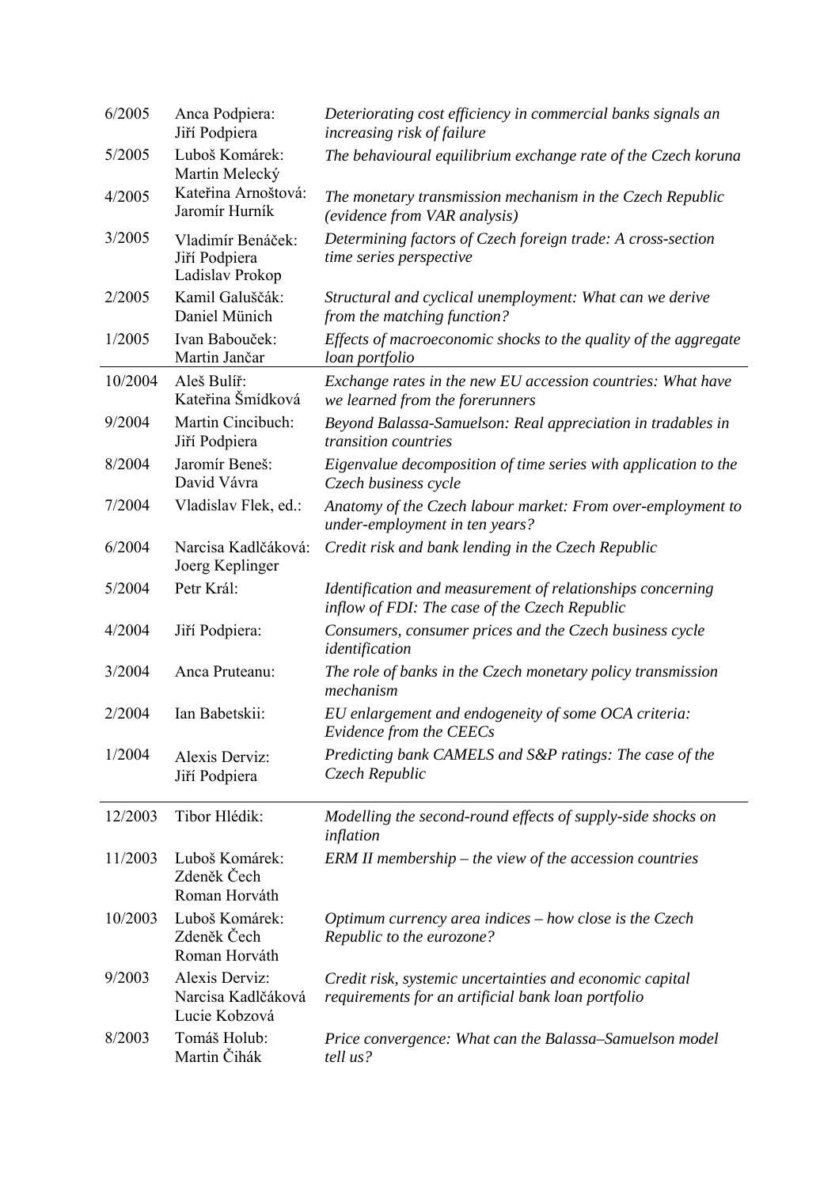| | | |
|---|---|---|
| 6/2005 | Anca Podpiera: Jiří Podpiera | *Deteriorating cost efficiency in commercial banks signals an increasing risk of failure* |
| 5/2005 | Luboš Komárek: Martin Melecký | *The behavioural equilibrium exchange rate of the Czech koruna* |
| 4/2005 | Kateřina Arnoštová: Jaromír Hurník | *The monetary transmission mechanism in the Czech Republic (evidence from VAR analysis)* |
| 3/2005 | Vladimír Benáček: Jiří Podpiera Ladislav Prokop | *Determining factors of Czech foreign trade: A cross-section time series perspective* |
| 2/2005 | Kamil Galuščák: Daniel Münich | *Structural and cyclical unemployment: What can we derive from the matching function?* |
| 1/2005 | Ivan Babouček: Martin Jančar | *Effects of macroeconomic shocks to the quality of the aggregate loan portfolio* |
| 10/2004 | Aleš Bulíř: Kateřina Šmídková | *Exchange rates in the new EU accession countries: What have we learned from the forerunners* |
| 9/2004 | Martin Cincibuch: Jiří Podpiera | *Beyond Balassa-Samuelson: Real appreciation in tradables in transition countries* |
| 8/2004 | Jaromír Beneš: David Vávra | *Eigenvalue decomposition of time series with application to the Czech business cycle* |
| 7/2004 | Vladislav Flek, ed.: | *Anatomy of the Czech labour market: From over-employment to under-employment in ten years?* |
| 6/2004 | Narcisa Kadlčáková: Joerg Keplinger | *Credit risk and bank lending in the Czech Republic* |
| 5/2004 | Petr Král: | *Identification and measurement of relationships concerning inflow of FDI: The case of the Czech Republic* |
| 4/2004 | Jiří Podpiera: | *Consumers, consumer prices and the Czech business cycle identification* |
| 3/2004 | Anca Pruteanu: | *The role of banks in the Czech monetary policy transmission mechanism* |
| 2/2004 | Ian Babetskii: | *EU enlargement and endogeneity of some OCA criteria: Evidence from the CEECs* |
| 1/2004 | Alexis Derviz: Jiří Podpiera | *Predicting bank CAMELS and S&P ratings: The case of the Czech Republic* |
| 12/2003 | Tibor Hlédik: | *Modelling the second-round effects of supply-side shocks on inflation* |
| 11/2003 | Luboš Komárek: Zdeněk Čech Roman Horváth | *ERM II membership – the view of the accession countries* |
| 10/2003 | Luboš Komárek: Zdeněk Čech Roman Horváth | *Optimum currency area indices – how close is the Czech Republic to the eurozone?* |
| 9/2003 | Alexis Derviz: Narcisa Kadlčáková Lucie Kobzová | *Credit risk, systemic uncertainties and economic capital requirements for an artificial bank loan portfolio* |
| 8/2003 | Tomáš Holub: Martin Čihák | *Price convergence: What can the Balassa–Samuelson model tell us?* |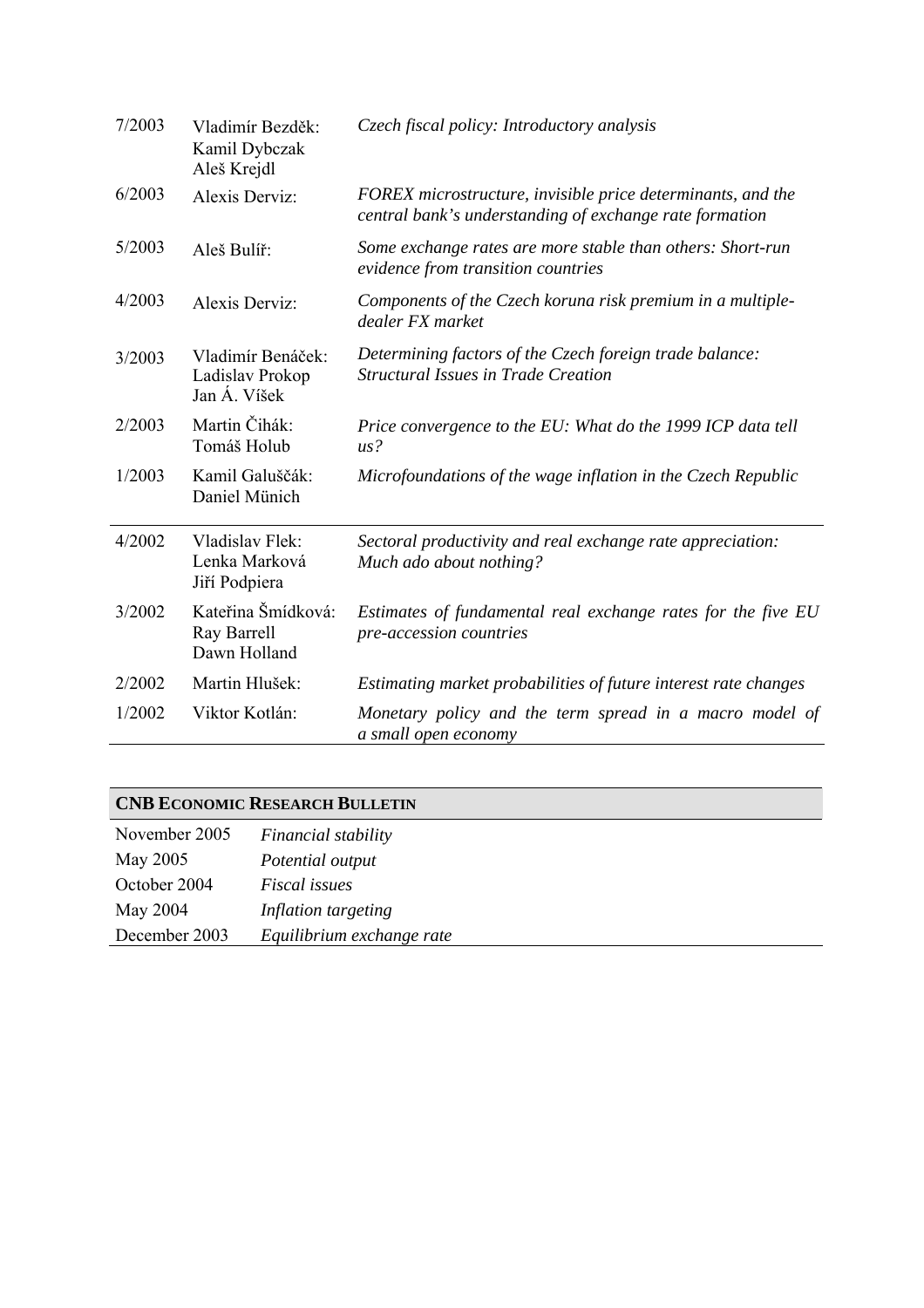| | | |
|---|---|---|
| 7/2003 | Vladimír Bezděk: Kamil Dybczak Aleš Krejdl | *Czech fiscal policy: Introductory analysis* |
| 6/2003 | Alexis Derviz: | *FOREX microstructure, invisible price determinants, and the central bank's understanding of exchange rate formation* |
| 5/2003 | Aleš Bulíř: | *Some exchange rates are more stable than others: Short-run evidence from transition countries* |
| 4/2003 | Alexis Derviz: | *Components of the Czech koruna risk premium in a multiple-dealer FX market* |
| 3/2003 | Vladimír Benáček: Ladislav Prokop Jan Á. Víšek | *Determining factors of the Czech foreign trade balance: Structural Issues in Trade Creation* |
| 2/2003 | Martin Čihák: Tomáš Holub | *Price convergence to the EU: What do the 1999 ICP data tell us?* |
| 1/2003 | Kamil Galuščák: Daniel Münich | *Microfoundations of the wage inflation in the Czech Republic* |
| 4/2002 | Vladislav Flek: Lenka Marková Jiří Podpiera | *Sectoral productivity and real exchange rate appreciation: Much ado about nothing?* |
| 3/2002 | Kateřina Šmídková: Ray Barrell Dawn Holland | *Estimates of fundamental real exchange rates for the five EU pre-accession countries* |
| 2/2002 | Martin Hlušek: | *Estimating market probabilities of future interest rate changes* |
| 1/2002 | Viktor Kotlán: | *Monetary policy and the term spread in a macro model of a small open economy* |

| **CNB ECONOMIC RESEARCH BULLETIN** | |
|---|---|
| November 2005 | *Financial stability* |
| May 2005 | *Potential output* |
| October 2004 | *Fiscal issues* |
| May 2004 | *Inflation targeting* |
| December 2003 | *Equilibrium exchange rate* |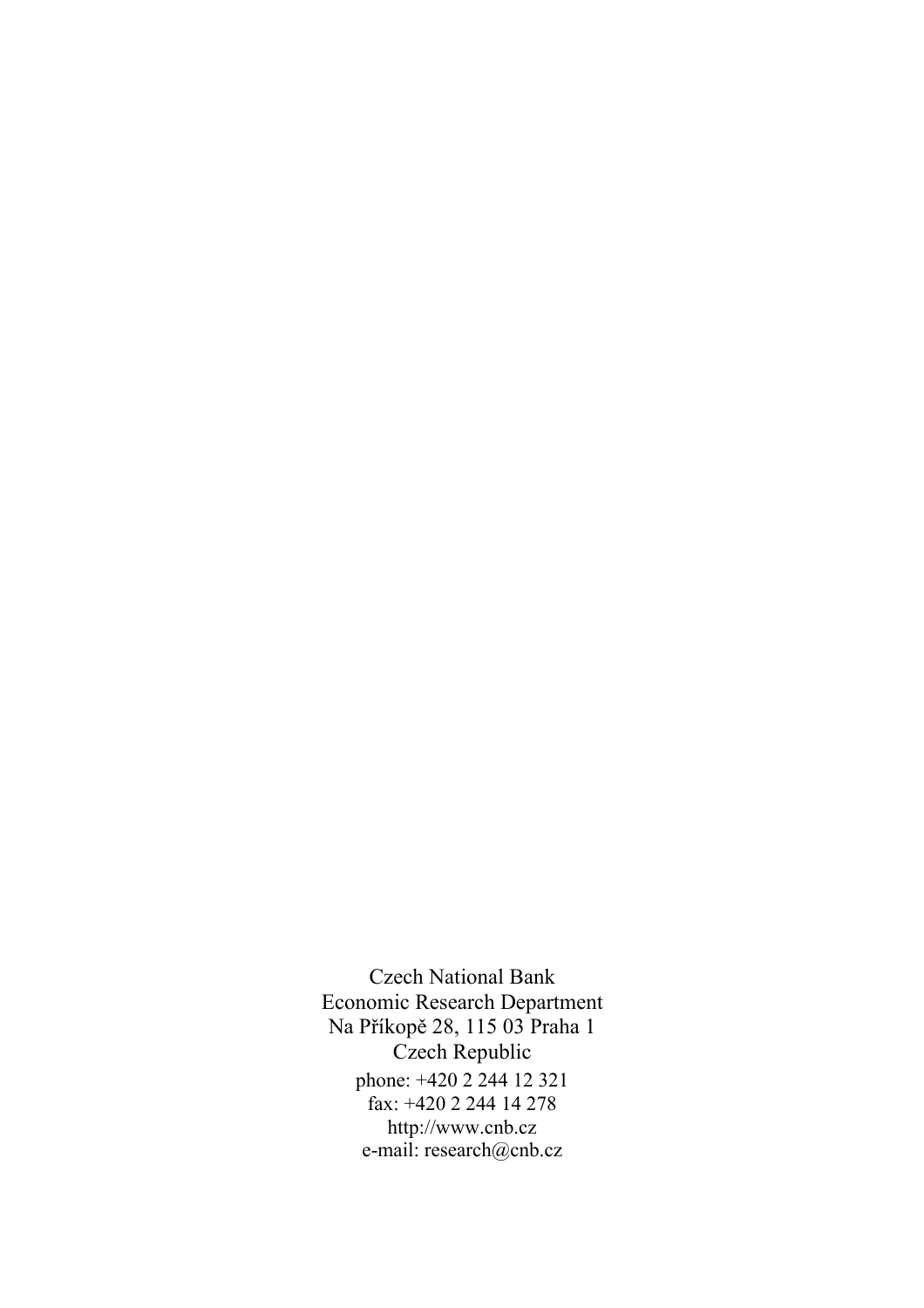Czech National Bank
Economic Research Department
Na Příkopě 28, 115 03 Praha 1
Czech Republic
phone: +420 2 244 12 321
fax: +420 2 244 14 278
http://www.cnb.cz
e-mail: research@cnb.cz